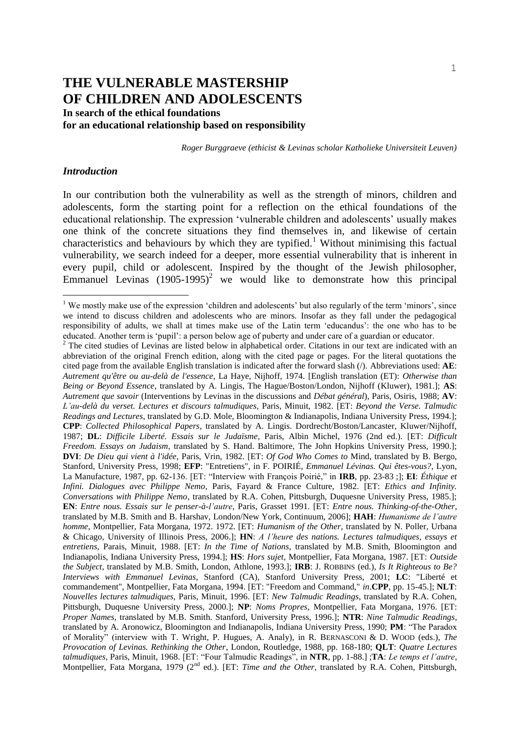# THE VULNERABLE MASTERSHIP OF CHILDREN AND ADOLESCENTS

**In search of the ethical foundations for an educational relationship based on responsibility**

*Roger Burggraeve (ethicist & Levinas scholar Katholieke Universiteit Leuven)*

## *Introduction*

In our contribution both the vulnerability as well as the strength of minors, children and adolescents, form the starting point for a reflection on the ethical foundations of the educational relationship. The expression 'vulnerable children and adolescents' usually makes one think of the concrete situations they find themselves in, and likewise of certain characteristics and behaviours by which they are typified.[1] Without minimising this factual vulnerability, we search indeed for a deeper, more essential vulnerability that is inherent in every pupil, child or adolescent. Inspired by the thought of the Jewish philosopher, Emmanuel Levinas (1905-1995)[2] we would like to demonstrate how this principal

---

[1] We mostly make use of the expression 'children and adolescents' but also regularly of the term 'minors', since we intend to discuss children and adolescents who are minors. Insofar as they fall under the pedagogical responsibility of adults, we shall at times make use of the Latin term 'educandus': the one who has to be educated. Another term is 'pupil': a person below age of puberty and under care of a guardian or educator.

[2] The cited studies of Levinas are listed below in alphabetical order. Citations in our text are indicated with an abbreviation of the original French edition, along with the cited page or pages. For the literal quotations the cited page from the available English translation is indicated after the forward slash (/). Abbreviations used: **AE**: *Autrement qu'être ou au-delà de l'essence*, La Haye, Nijhoff, 1974. [English translation (ET): *Otherwise than Being or Beyond Essence*, translated by A. Lingis, The Hague/Boston/London, Nijhoff (Kluwer), 1981.]; **AS**: *Autrement que savoir* (Interventions by Levinas in the discussions and *Débat général*), Paris, Osiris, 1988; **AV**: *L'au-delà du verset. Lectures et discours talmudiques*, Paris, Minuit, 1982. [ET: *Beyond the Verse. Talmudic Readings and Lectures*, translated by G.D. Mole, Bloomington & Indianapolis, Indiana University Press, 1994.]; **CPP**: *Collected Philosophical Papers*, translated by A. Lingis. Dordrecht/Boston/Lancaster, Kluwer/Nijhoff, 1987; **DL**: *Difficile Liberté. Essais sur le Judaïsme*, Paris, Albin Michel, 1976 (2nd ed.). [ET: *Difficult Freedom. Essays on Judaism*, translated by S. Hand. Baltimore, The John Hopkins University Press, 1990.]; **DVI**: *De Dieu qui vient à l'idée*, Paris, Vrin, 1982. [ET: *Of God Who Comes to* Mind, translated by B. Bergo, Stanford, University Press, 1998; **EFP**: "Entretiens", in F. POIRIÉ, *Emmanuel Lévinas. Qui êtes-vous?*, Lyon, La Manufacture, 1987, pp. 62-136. [ET: "Interview with François Poirié," in **IRB**, pp. 23-83 ;]; **EI**: *Éthique et Infini. Dialogues avec Philippe Nemo*, Paris, Fayard & France Culture, 1982. [ET: *Ethics and Infinity. Conversations with Philippe Nemo*, translated by R.A. Cohen, Pittsburgh, Duquesne University Press, 1985.]; **EN**: *Entre nous. Essais sur le penser-à-l'autre*, Paris, Grasset 1991. [ET: *Entre nous. Thinking-of-the-Other*, translated by M.B. Smith and B. Harshav, London/New York, Continuum, 2006]; **HAH**: *Humanisme de l'autre homme*, Montpellier, Fata Morgana, 1972. 1972. [ET: *Humanism of the Other*, translated by N. Poller, Urbana & Chicago, University of Illinois Press, 2006.]; **HN**: *A l'heure des nations. Lectures talmudiques, essays et entretiens*, Parais, Minuit, 1988. [ET: *In the Time of Nations*, translated by M.B. Smith, Bloomington and Indianapolis, Indiana University Press, 1994.]; **HS**: *Hors sujet*, Montpellier, Fata Morgana, 1987. [ET: *Outside the Subject*, translated by M.B. Smith, London, Athlone, 1993.]; **IRB**: J. ROBBINS (ed.), *Is It Righteous to Be? Interviews with Emmanuel Levinas*, Stanford (CA), Stanford University Press, 2001; **LC**: "Liberté et commandement", Montpellier, Fata Morgana, 1994. [ET: "Freedom and Command," *in*.**CPP**, pp. 15-45.]; **NLT**: *Nouvelles lectures talmudiques,* Paris, Minuit, 1996. [ET: *New Talmudic Readings*, translated by R.A. Cohen, Pittsburgh, Duquesne University Press, 2000.]; **NP**: *Noms Propres*, Montpellier, Fata Morgana, 1976. [ET: *Proper Names*, translated by M.B. Smith. Stanford, University Press, 1996.]; **NTR**: *Nine Talmudic Readings*, translated by A. Aronowicz, Bloomington and Indianapolis, Indiana University Press, 1990; **PM**: "The Paradox of Morality" (interview with T. Wright, P. Hugues, A. Analy), in R. BERNASCONI & D. WOOD (eds.), *The Provocation of Levinas. Rethinking the Other*, London, Routledge, 1988, pp. 168-180; **QLT**: *Quatre Lectures talmudiques*, Paris, Minuit, 1968. [ET: "Four Talmudic Readings", in **NTR**, pp. 1-88.] ;**TA**: *Le temps et l'autre*, Montpellier, Fata Morgana, 1979 (2nd ed.). [ET: *Time and the Other*, translated by R.A. Cohen, Pittsburgh,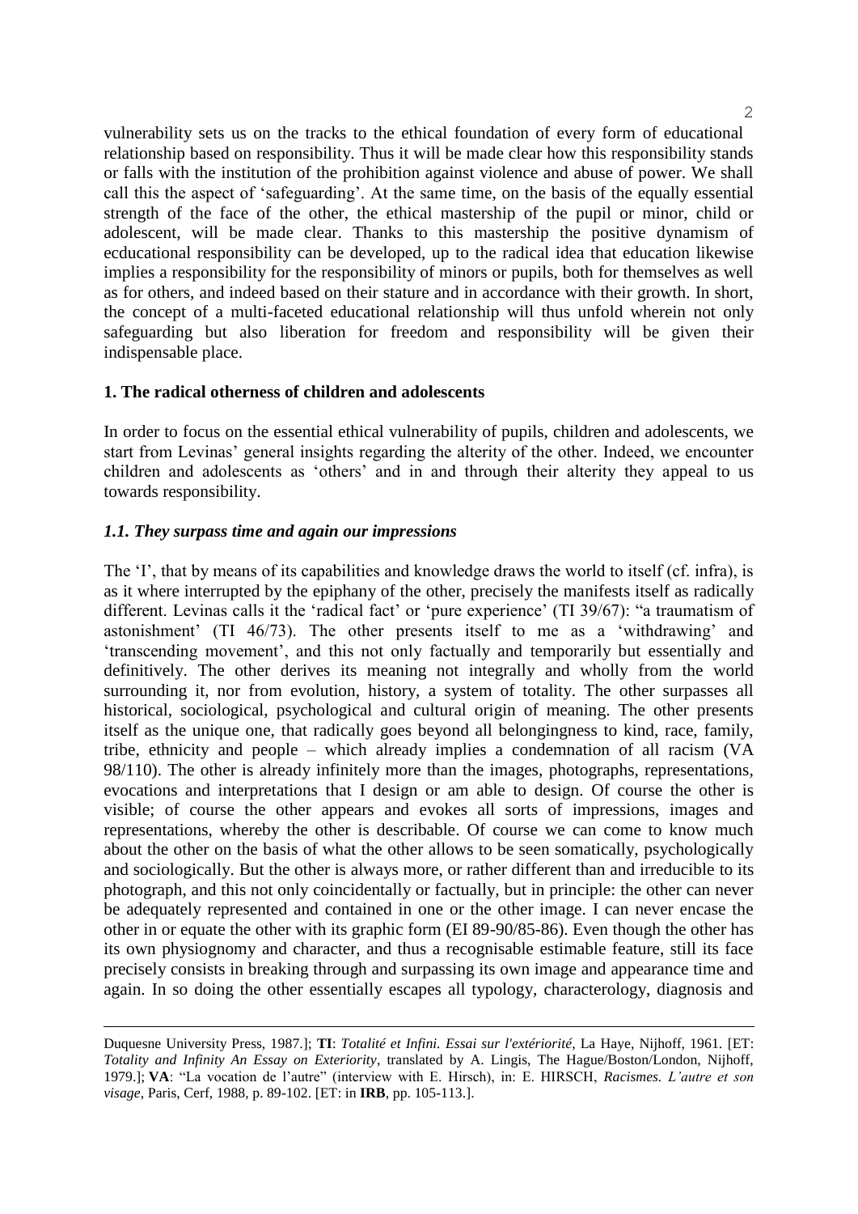vulnerability sets us on the tracks to the ethical foundation of every form of educational relationship based on responsibility. Thus it will be made clear how this responsibility stands or falls with the institution of the prohibition against violence and abuse of power. We shall call this the aspect of 'safeguarding'. At the same time, on the basis of the equally essential strength of the face of the other, the ethical mastership of the pupil or minor, child or adolescent, will be made clear. Thanks to this mastership the positive dynamism of ecducational responsibility can be developed, up to the radical idea that education likewise implies a responsibility for the responsibility of minors or pupils, both for themselves as well as for others, and indeed based on their stature and in accordance with their growth. In short, the concept of a multi-faceted educational relationship will thus unfold wherein not only safeguarding but also liberation for freedom and responsibility will be given their indispensable place.

## 1. The radical otherness of children and adolescents

In order to focus on the essential ethical vulnerability of pupils, children and adolescents, we start from Levinas' general insights regarding the alterity of the other. Indeed, we encounter children and adolescents as 'others' and in and through their alterity they appeal to us towards responsibility.

### *1.1. They surpass time and again our impressions*

The 'I', that by means of its capabilities and knowledge draws the world to itself (cf. infra), is as it where interrupted by the epiphany of the other, precisely the manifests itself as radically different. Levinas calls it the 'radical fact' or 'pure experience' (TI 39/67): "a traumatism of astonishment' (TI 46/73). The other presents itself to me as a 'withdrawing' and 'transcending movement', and this not only factually and temporarily but essentially and definitively. The other derives its meaning not integrally and wholly from the world surrounding it, nor from evolution, history, a system of totality. The other surpasses all historical, sociological, psychological and cultural origin of meaning. The other presents itself as the unique one, that radically goes beyond all belongingness to kind, race, family, tribe, ethnicity and people – which already implies a condemnation of all racism (VA 98/110). The other is already infinitely more than the images, photographs, representations, evocations and interpretations that I design or am able to design. Of course the other is visible; of course the other appears and evokes all sorts of impressions, images and representations, whereby the other is describable. Of course we can come to know much about the other on the basis of what the other allows to be seen somatically, psychologically and sociologically. But the other is always more, or rather different than and irreducible to its photograph, and this not only coincidentally or factually, but in principle: the other can never be adequately represented and contained in one or the other image. I can never encase the other in or equate the other with its graphic form (EI 89-90/85-86). Even though the other has its own physiognomy and character, and thus a recognisable estimable feature, still its face precisely consists in breaking through and surpassing its own image and appearance time and again. In so doing the other essentially escapes all typology, characterology, diagnosis and

---

Duquesne University Press, 1987.]; **TI**: *Totalité et Infini. Essai sur l'extériorité*, La Haye, Nijhoff, 1961. [ET: *Totality and Infinity An Essay on Exteriority*, translated by A. Lingis, The Hague/Boston/London, Nijhoff, 1979.]; **VA**: "La vocation de l'autre" (interview with E. Hirsch), in: E. HIRSCH, *Racismes. L'autre et son visage*, Paris, Cerf, 1988, p. 89-102. [ET: in **IRB**, pp. 105-113.].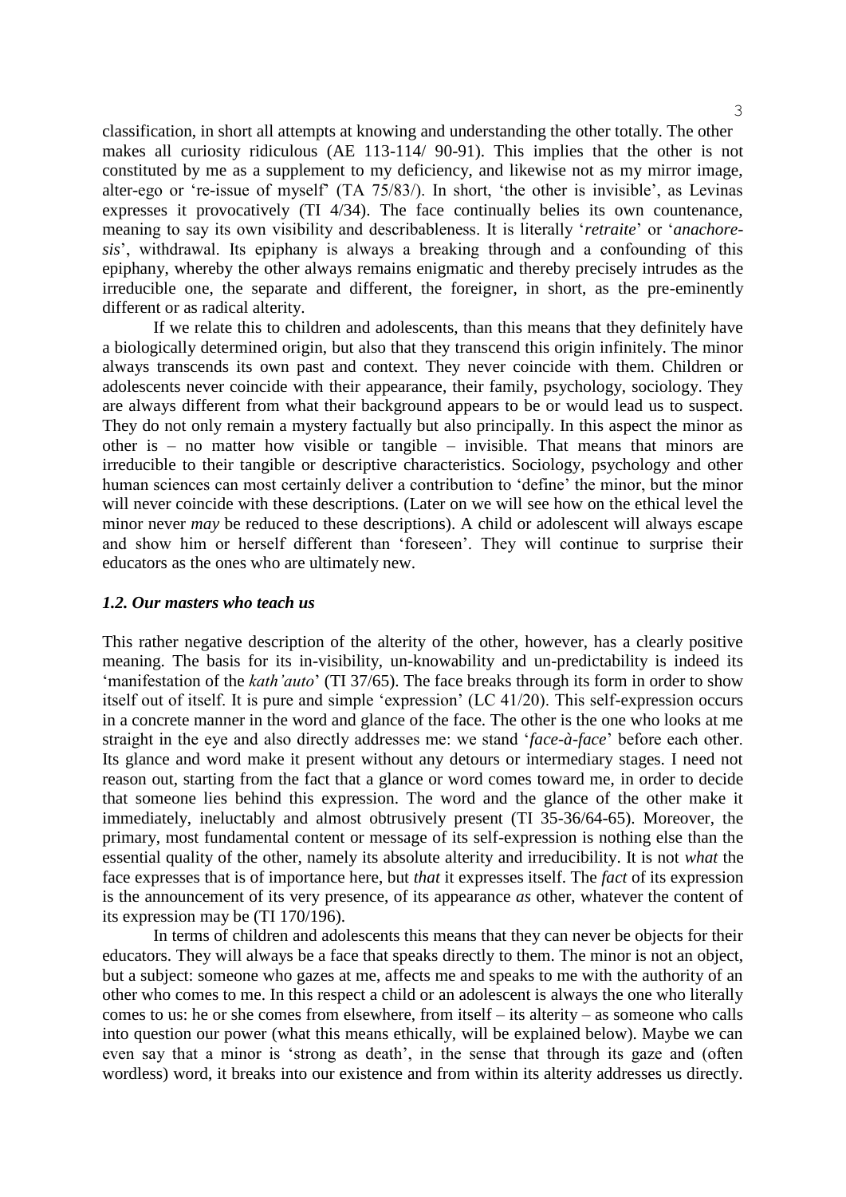classification, in short all attempts at knowing and understanding the other totally. The other makes all curiosity ridiculous (AE 113-114/ 90-91). This implies that the other is not constituted by me as a supplement to my deficiency, and likewise not as my mirror image, alter-ego or 're-issue of myself' (TA 75/83/). In short, 'the other is invisible', as Levinas expresses it provocatively (TI 4/34). The face continually belies its own countenance, meaning to say its own visibility and describableness. It is literally '*retraite*' or '*anachoresis*', withdrawal. Its epiphany is always a breaking through and a confounding of this epiphany, whereby the other always remains enigmatic and thereby precisely intrudes as the irreducible one, the separate and different, the foreigner, in short, as the pre-eminently different or as radical alterity.

If we relate this to children and adolescents, than this means that they definitely have a biologically determined origin, but also that they transcend this origin infinitely. The minor always transcends its own past and context. They never coincide with them. Children or adolescents never coincide with their appearance, their family, psychology, sociology. They are always different from what their background appears to be or would lead us to suspect. They do not only remain a mystery factually but also principally. In this aspect the minor as other is – no matter how visible or tangible – invisible. That means that minors are irreducible to their tangible or descriptive characteristics. Sociology, psychology and other human sciences can most certainly deliver a contribution to 'define' the minor, but the minor will never coincide with these descriptions. (Later on we will see how on the ethical level the minor never *may* be reduced to these descriptions). A child or adolescent will always escape and show him or herself different than 'foreseen'. They will continue to surprise their educators as the ones who are ultimately new.

### *1.2. Our masters who teach us*

This rather negative description of the alterity of the other, however, has a clearly positive meaning. The basis for its in-visibility, un-knowability and un-predictability is indeed its 'manifestation of the *kath'auto*' (TI 37/65). The face breaks through its form in order to show itself out of itself. It is pure and simple 'expression' (LC 41/20). This self-expression occurs in a concrete manner in the word and glance of the face. The other is the one who looks at me straight in the eye and also directly addresses me: we stand '*face-à-face*' before each other. Its glance and word make it present without any detours or intermediary stages. I need not reason out, starting from the fact that a glance or word comes toward me, in order to decide that someone lies behind this expression. The word and the glance of the other make it immediately, ineluctably and almost obtrusively present (TI 35-36/64-65). Moreover, the primary, most fundamental content or message of its self-expression is nothing else than the essential quality of the other, namely its absolute alterity and irreducibility. It is not *what* the face expresses that is of importance here, but *that* it expresses itself. The *fact* of its expression is the announcement of its very presence, of its appearance *as* other, whatever the content of its expression may be (TI 170/196).

In terms of children and adolescents this means that they can never be objects for their educators. They will always be a face that speaks directly to them. The minor is not an object, but a subject: someone who gazes at me, affects me and speaks to me with the authority of an other who comes to me. In this respect a child or an adolescent is always the one who literally comes to us: he or she comes from elsewhere, from itself – its alterity – as someone who calls into question our power (what this means ethically, will be explained below). Maybe we can even say that a minor is 'strong as death', in the sense that through its gaze and (often wordless) word, it breaks into our existence and from within its alterity addresses us directly.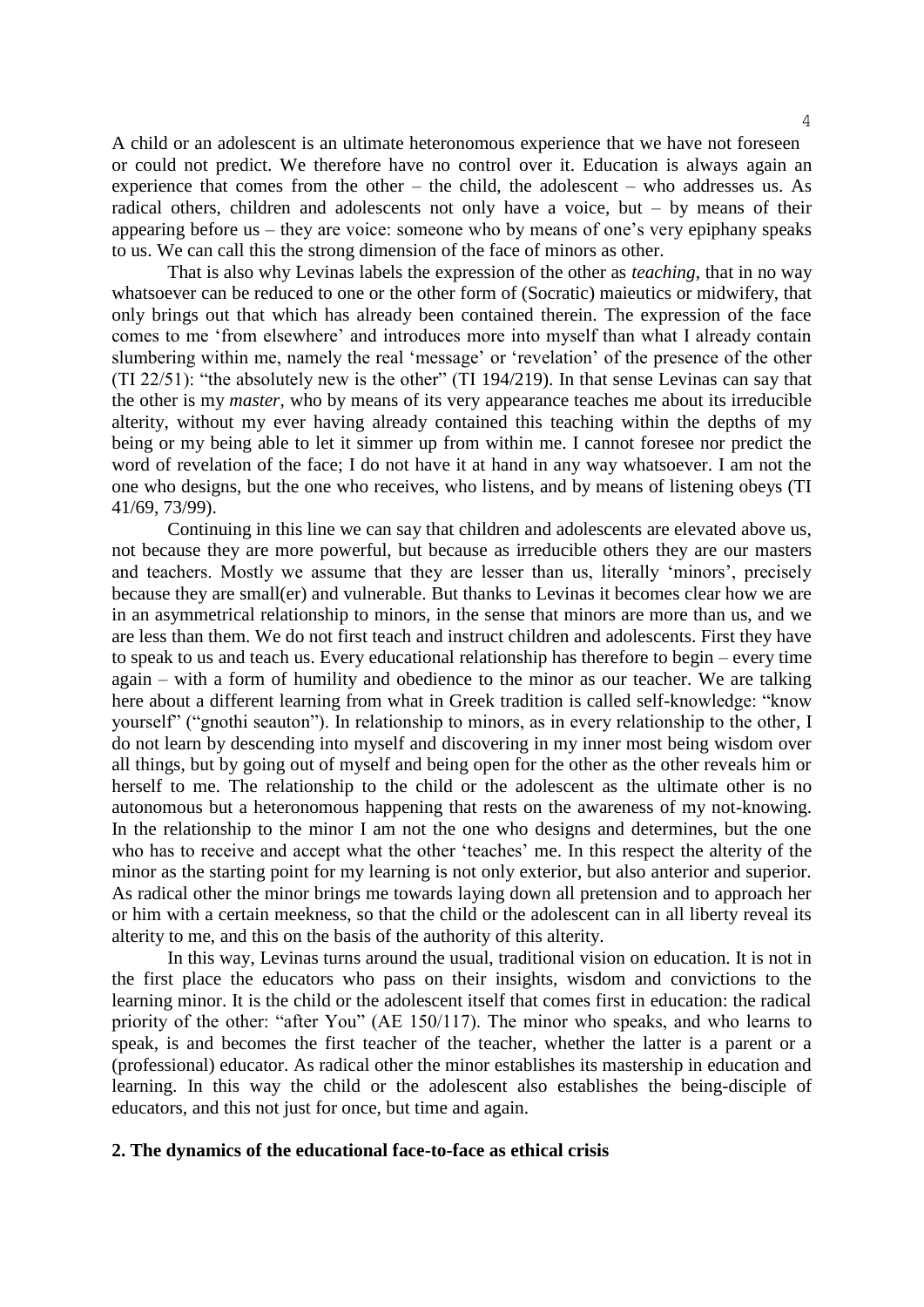A child or an adolescent is an ultimate heteronomous experience that we have not foreseen or could not predict. We therefore have no control over it. Education is always again an experience that comes from the other – the child, the adolescent – who addresses us. As radical others, children and adolescents not only have a voice, but – by means of their appearing before us – they are voice: someone who by means of one's very epiphany speaks to us. We can call this the strong dimension of the face of minors as other.

That is also why Levinas labels the expression of the other as *teaching*, that in no way whatsoever can be reduced to one or the other form of (Socratic) maieutics or midwifery, that only brings out that which has already been contained therein. The expression of the face comes to me 'from elsewhere' and introduces more into myself than what I already contain slumbering within me, namely the real 'message' or 'revelation' of the presence of the other (TI 22/51): "the absolutely new is the other" (TI 194/219). In that sense Levinas can say that the other is my *master*, who by means of its very appearance teaches me about its irreducible alterity, without my ever having already contained this teaching within the depths of my being or my being able to let it simmer up from within me. I cannot foresee nor predict the word of revelation of the face; I do not have it at hand in any way whatsoever. I am not the one who designs, but the one who receives, who listens, and by means of listening obeys (TI 41/69, 73/99).

Continuing in this line we can say that children and adolescents are elevated above us, not because they are more powerful, but because as irreducible others they are our masters and teachers. Mostly we assume that they are lesser than us, literally 'minors', precisely because they are small(er) and vulnerable. But thanks to Levinas it becomes clear how we are in an asymmetrical relationship to minors, in the sense that minors are more than us, and we are less than them. We do not first teach and instruct children and adolescents. First they have to speak to us and teach us. Every educational relationship has therefore to begin – every time again – with a form of humility and obedience to the minor as our teacher. We are talking here about a different learning from what in Greek tradition is called self-knowledge: "know yourself" ("gnothi seauton"). In relationship to minors, as in every relationship to the other, I do not learn by descending into myself and discovering in my inner most being wisdom over all things, but by going out of myself and being open for the other as the other reveals him or herself to me. The relationship to the child or the adolescent as the ultimate other is no autonomous but a heteronomous happening that rests on the awareness of my not-knowing. In the relationship to the minor I am not the one who designs and determines, but the one who has to receive and accept what the other 'teaches' me. In this respect the alterity of the minor as the starting point for my learning is not only exterior, but also anterior and superior. As radical other the minor brings me towards laying down all pretension and to approach her or him with a certain meekness, so that the child or the adolescent can in all liberty reveal its alterity to me, and this on the basis of the authority of this alterity.

In this way, Levinas turns around the usual, traditional vision on education. It is not in the first place the educators who pass on their insights, wisdom and convictions to the learning minor. It is the child or the adolescent itself that comes first in education: the radical priority of the other: "after You" (AE 150/117). The minor who speaks, and who learns to speak, is and becomes the first teacher of the teacher, whether the latter is a parent or a (professional) educator. As radical other the minor establishes its mastership in education and learning. In this way the child or the adolescent also establishes the being-disciple of educators, and this not just for once, but time and again.

## 2. The dynamics of the educational face-to-face as ethical crisis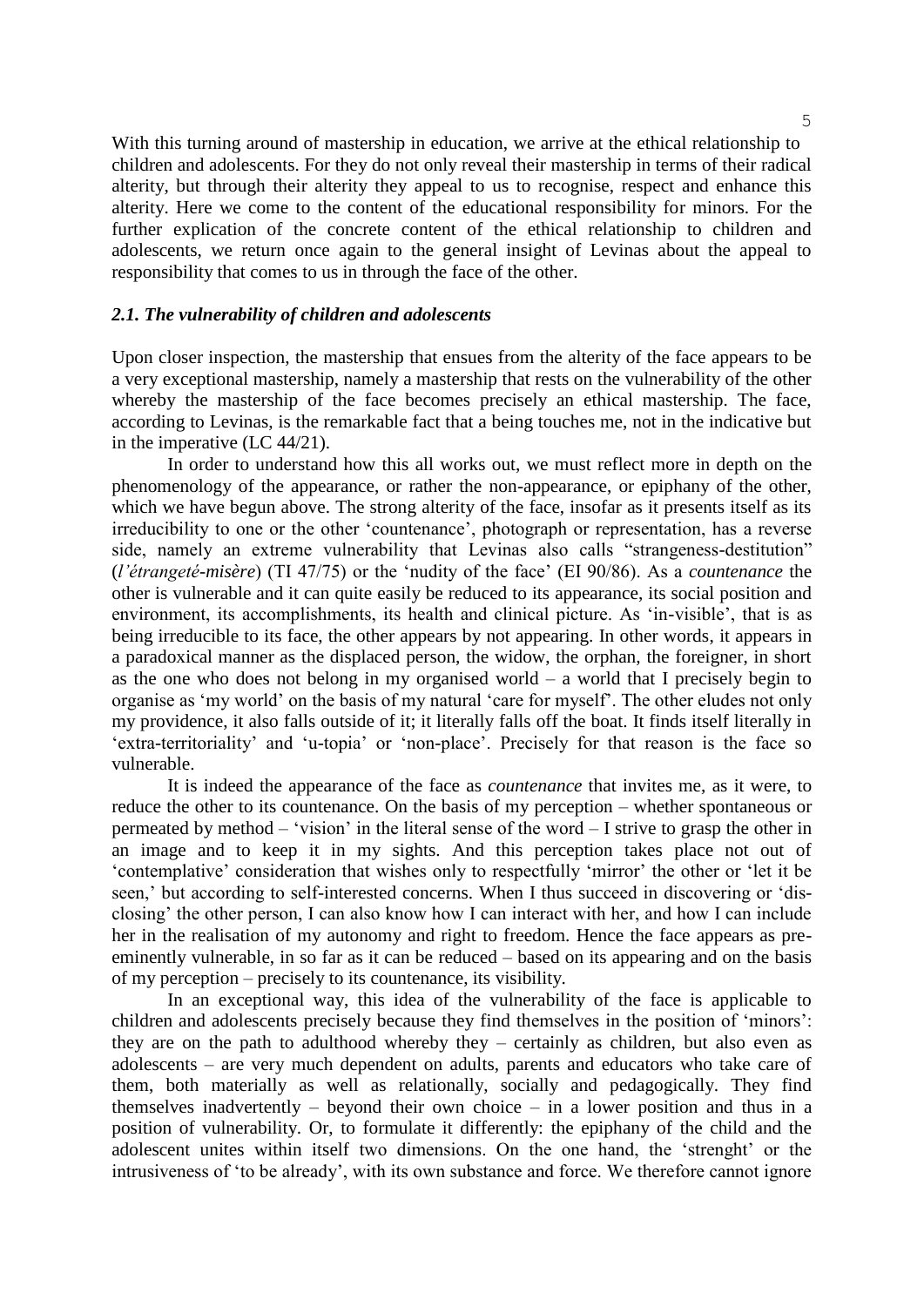With this turning around of mastership in education, we arrive at the ethical relationship to children and adolescents. For they do not only reveal their mastership in terms of their radical alterity, but through their alterity they appeal to us to recognise, respect and enhance this alterity. Here we come to the content of the educational responsibility for minors. For the further explication of the concrete content of the ethical relationship to children and adolescents, we return once again to the general insight of Levinas about the appeal to responsibility that comes to us in through the face of the other.

### *2.1. The vulnerability of children and adolescents*

Upon closer inspection, the mastership that ensues from the alterity of the face appears to be a very exceptional mastership, namely a mastership that rests on the vulnerability of the other whereby the mastership of the face becomes precisely an ethical mastership. The face, according to Levinas, is the remarkable fact that a being touches me, not in the indicative but in the imperative (LC 44/21).

In order to understand how this all works out, we must reflect more in depth on the phenomenology of the appearance, or rather the non-appearance, or epiphany of the other, which we have begun above. The strong alterity of the face, insofar as it presents itself as its irreducibility to one or the other 'countenance', photograph or representation, has a reverse side, namely an extreme vulnerability that Levinas also calls "strangeness-destitution" (*l'étrangeté-misère*) (TI 47/75) or the 'nudity of the face' (EI 90/86). As a *countenance* the other is vulnerable and it can quite easily be reduced to its appearance, its social position and environment, its accomplishments, its health and clinical picture. As 'in-visible', that is as being irreducible to its face, the other appears by not appearing. In other words, it appears in a paradoxical manner as the displaced person, the widow, the orphan, the foreigner, in short as the one who does not belong in my organised world – a world that I precisely begin to organise as 'my world' on the basis of my natural 'care for myself'. The other eludes not only my providence, it also falls outside of it; it literally falls off the boat. It finds itself literally in 'extra-territoriality' and 'u-topia' or 'non-place'. Precisely for that reason is the face so vulnerable.

It is indeed the appearance of the face as *countenance* that invites me, as it were, to reduce the other to its countenance. On the basis of my perception – whether spontaneous or permeated by method – 'vision' in the literal sense of the word – I strive to grasp the other in an image and to keep it in my sights. And this perception takes place not out of 'contemplative' consideration that wishes only to respectfully 'mirror' the other or 'let it be seen,' but according to self-interested concerns. When I thus succeed in discovering or 'dis-closing' the other person, I can also know how I can interact with her, and how I can include her in the realisation of my autonomy and right to freedom. Hence the face appears as pre-eminently vulnerable, in so far as it can be reduced – based on its appearing and on the basis of my perception – precisely to its countenance, its visibility.

In an exceptional way, this idea of the vulnerability of the face is applicable to children and adolescents precisely because they find themselves in the position of 'minors': they are on the path to adulthood whereby they – certainly as children, but also even as adolescents – are very much dependent on adults, parents and educators who take care of them, both materially as well as relationally, socially and pedagogically. They find themselves inadvertently – beyond their own choice – in a lower position and thus in a position of vulnerability. Or, to formulate it differently: the epiphany of the child and the adolescent unites within itself two dimensions. On the one hand, the 'strenght' or the intrusiveness of 'to be already', with its own substance and force. We therefore cannot ignore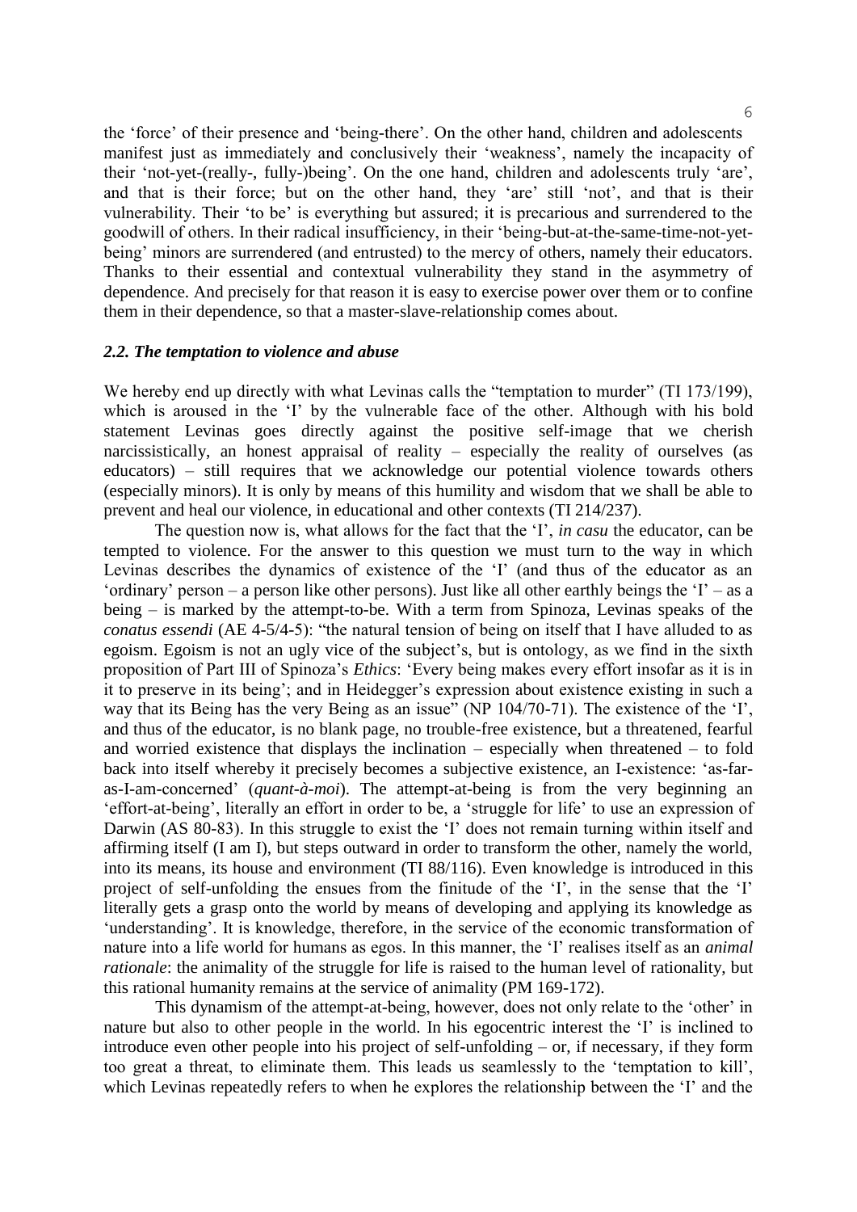the 'force' of their presence and 'being-there'. On the other hand, children and adolescents manifest just as immediately and conclusively their 'weakness', namely the incapacity of their 'not-yet-(really-, fully-)being'. On the one hand, children and adolescents truly 'are', and that is their force; but on the other hand, they 'are' still 'not', and that is their vulnerability. Their 'to be' is everything but assured; it is precarious and surrendered to the goodwill of others. In their radical insufficiency, in their 'being-but-at-the-same-time-not-yet-being' minors are surrendered (and entrusted) to the mercy of others, namely their educators. Thanks to their essential and contextual vulnerability they stand in the asymmetry of dependence. And precisely for that reason it is easy to exercise power over them or to confine them in their dependence, so that a master-slave-relationship comes about.

### *2.2. The temptation to violence and abuse*

We hereby end up directly with what Levinas calls the "temptation to murder" (TI 173/199), which is aroused in the 'I' by the vulnerable face of the other. Although with his bold statement Levinas goes directly against the positive self-image that we cherish narcissistically, an honest appraisal of reality – especially the reality of ourselves (as educators) – still requires that we acknowledge our potential violence towards others (especially minors). It is only by means of this humility and wisdom that we shall be able to prevent and heal our violence, in educational and other contexts (TI 214/237).

The question now is, what allows for the fact that the 'I', *in casu* the educator, can be tempted to violence. For the answer to this question we must turn to the way in which Levinas describes the dynamics of existence of the 'I' (and thus of the educator as an 'ordinary' person – a person like other persons). Just like all other earthly beings the 'I' – as a being – is marked by the attempt-to-be. With a term from Spinoza, Levinas speaks of the *conatus essendi* (AE 4-5/4-5): "the natural tension of being on itself that I have alluded to as egoism. Egoism is not an ugly vice of the subject's, but is ontology, as we find in the sixth proposition of Part III of Spinoza's *Ethics*: 'Every being makes every effort insofar as it is in it to preserve in its being'; and in Heidegger's expression about existence existing in such a way that its Being has the very Being as an issue" (NP 104/70-71). The existence of the 'I', and thus of the educator, is no blank page, no trouble-free existence, but a threatened, fearful and worried existence that displays the inclination – especially when threatened – to fold back into itself whereby it precisely becomes a subjective existence, an I-existence: 'as-far-as-I-am-concerned' (*quant-à-moi*). The attempt-at-being is from the very beginning an 'effort-at-being', literally an effort in order to be, a 'struggle for life' to use an expression of Darwin (AS 80-83). In this struggle to exist the 'I' does not remain turning within itself and affirming itself (I am I), but steps outward in order to transform the other, namely the world, into its means, its house and environment (TI 88/116). Even knowledge is introduced in this project of self-unfolding the ensues from the finitude of the 'I', in the sense that the 'I' literally gets a grasp onto the world by means of developing and applying its knowledge as 'understanding'. It is knowledge, therefore, in the service of the economic transformation of nature into a life world for humans as egos. In this manner, the 'I' realises itself as an *animal rationale*: the animality of the struggle for life is raised to the human level of rationality, but this rational humanity remains at the service of animality (PM 169-172).

This dynamism of the attempt-at-being, however, does not only relate to the 'other' in nature but also to other people in the world. In his egocentric interest the 'I' is inclined to introduce even other people into his project of self-unfolding – or, if necessary, if they form too great a threat, to eliminate them. This leads us seamlessly to the 'temptation to kill', which Levinas repeatedly refers to when he explores the relationship between the 'I' and the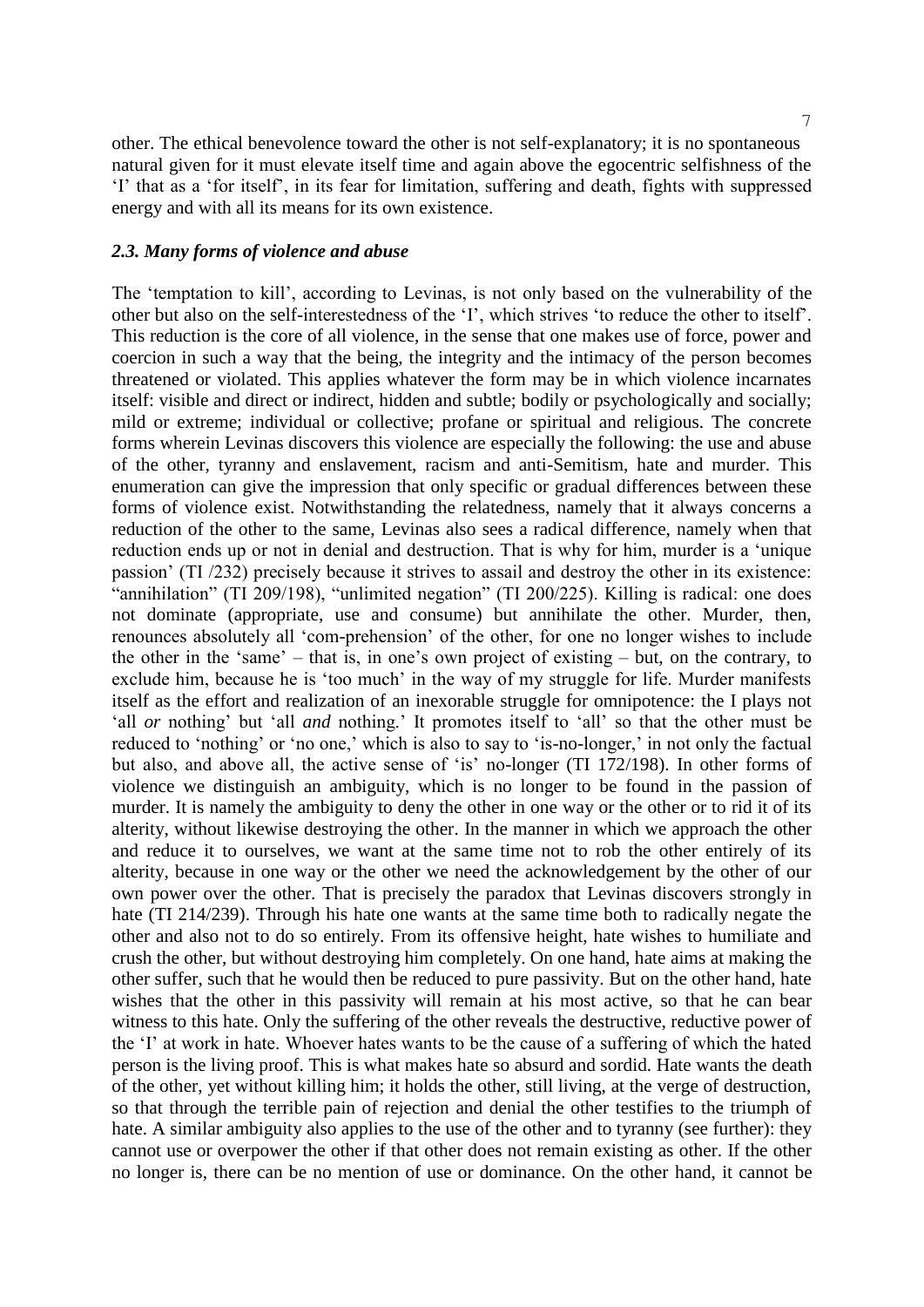other. The ethical benevolence toward the other is not self-explanatory; it is no spontaneous natural given for it must elevate itself time and again above the egocentric selfishness of the 'I' that as a 'for itself', in its fear for limitation, suffering and death, fights with suppressed energy and with all its means for its own existence.

### *2.3. Many forms of violence and abuse*

The 'temptation to kill', according to Levinas, is not only based on the vulnerability of the other but also on the self-interestedness of the 'I', which strives 'to reduce the other to itself'. This reduction is the core of all violence, in the sense that one makes use of force, power and coercion in such a way that the being, the integrity and the intimacy of the person becomes threatened or violated. This applies whatever the form may be in which violence incarnates itself: visible and direct or indirect, hidden and subtle; bodily or psychologically and socially; mild or extreme; individual or collective; profane or spiritual and religious. The concrete forms wherein Levinas discovers this violence are especially the following: the use and abuse of the other, tyranny and enslavement, racism and anti-Semitism, hate and murder. This enumeration can give the impression that only specific or gradual differences between these forms of violence exist. Notwithstanding the relatedness, namely that it always concerns a reduction of the other to the same, Levinas also sees a radical difference, namely when that reduction ends up or not in denial and destruction. That is why for him, murder is a 'unique passion' (TI /232) precisely because it strives to assail and destroy the other in its existence: "annihilation" (TI 209/198), "unlimited negation" (TI 200/225). Killing is radical: one does not dominate (appropriate, use and consume) but annihilate the other. Murder, then, renounces absolutely all 'com-prehension' of the other, for one no longer wishes to include the other in the 'same' – that is, in one's own project of existing – but, on the contrary, to exclude him, because he is 'too much' in the way of my struggle for life. Murder manifests itself as the effort and realization of an inexorable struggle for omnipotence: the I plays not 'all *or* nothing' but 'all *and* nothing.' It promotes itself to 'all' so that the other must be reduced to 'nothing' or 'no one,' which is also to say to 'is-no-longer,' in not only the factual but also, and above all, the active sense of 'is' no-longer (TI 172/198). In other forms of violence we distinguish an ambiguity, which is no longer to be found in the passion of murder. It is namely the ambiguity to deny the other in one way or the other or to rid it of its alterity, without likewise destroying the other. In the manner in which we approach the other and reduce it to ourselves, we want at the same time not to rob the other entirely of its alterity, because in one way or the other we need the acknowledgement by the other of our own power over the other. That is precisely the paradox that Levinas discovers strongly in hate (TI 214/239). Through his hate one wants at the same time both to radically negate the other and also not to do so entirely. From its offensive height, hate wishes to humiliate and crush the other, but without destroying him completely. On one hand, hate aims at making the other suffer, such that he would then be reduced to pure passivity. But on the other hand, hate wishes that the other in this passivity will remain at his most active, so that he can bear witness to this hate. Only the suffering of the other reveals the destructive, reductive power of the 'I' at work in hate. Whoever hates wants to be the cause of a suffering of which the hated person is the living proof. This is what makes hate so absurd and sordid. Hate wants the death of the other, yet without killing him; it holds the other, still living, at the verge of destruction, so that through the terrible pain of rejection and denial the other testifies to the triumph of hate. A similar ambiguity also applies to the use of the other and to tyranny (see further): they cannot use or overpower the other if that other does not remain existing as other. If the other no longer is, there can be no mention of use or dominance. On the other hand, it cannot be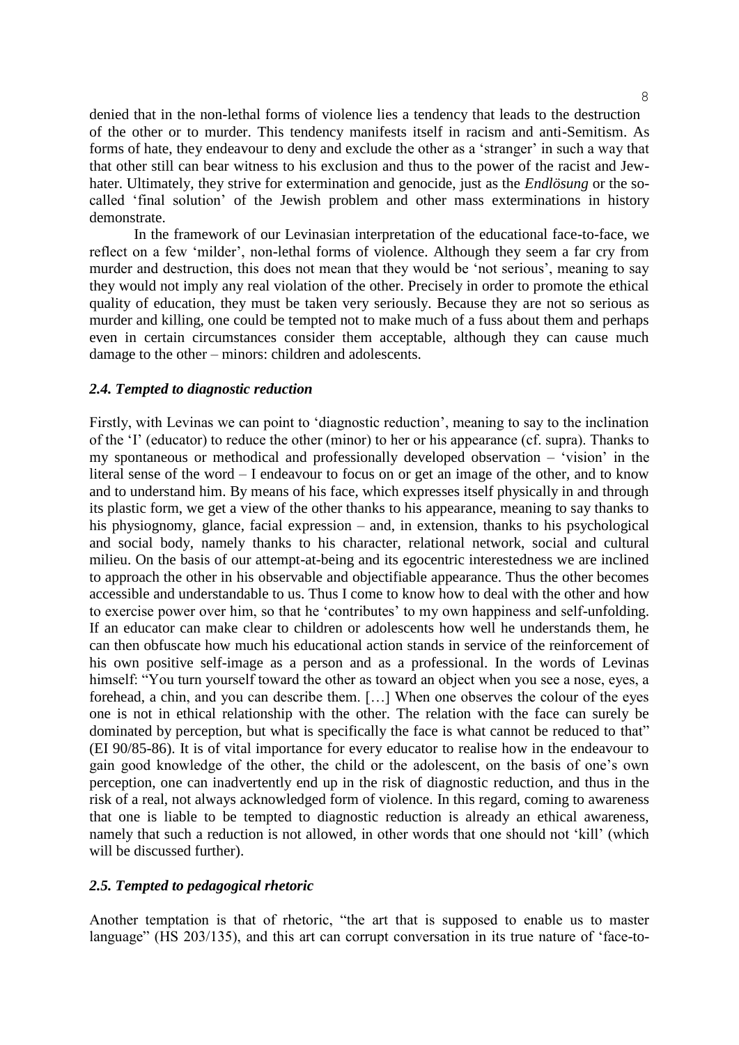denied that in the non-lethal forms of violence lies a tendency that leads to the destruction of the other or to murder. This tendency manifests itself in racism and anti-Semitism. As forms of hate, they endeavour to deny and exclude the other as a 'stranger' in such a way that that other still can bear witness to his exclusion and thus to the power of the racist and Jew-hater. Ultimately, they strive for extermination and genocide, just as the *Endlösung* or the so-called 'final solution' of the Jewish problem and other mass exterminations in history demonstrate.

In the framework of our Levinasian interpretation of the educational face-to-face, we reflect on a few 'milder', non-lethal forms of violence. Although they seem a far cry from murder and destruction, this does not mean that they would be 'not serious', meaning to say they would not imply any real violation of the other. Precisely in order to promote the ethical quality of education, they must be taken very seriously. Because they are not so serious as murder and killing, one could be tempted not to make much of a fuss about them and perhaps even in certain circumstances consider them acceptable, although they can cause much damage to the other – minors: children and adolescents.

### *2.4. Tempted to diagnostic reduction*

Firstly, with Levinas we can point to 'diagnostic reduction', meaning to say to the inclination of the 'I' (educator) to reduce the other (minor) to her or his appearance (cf. supra). Thanks to my spontaneous or methodical and professionally developed observation – 'vision' in the literal sense of the word – I endeavour to focus on or get an image of the other, and to know and to understand him. By means of his face, which expresses itself physically in and through its plastic form, we get a view of the other thanks to his appearance, meaning to say thanks to his physiognomy, glance, facial expression – and, in extension, thanks to his psychological and social body, namely thanks to his character, relational network, social and cultural milieu. On the basis of our attempt-at-being and its egocentric interestedness we are inclined to approach the other in his observable and objectifiable appearance. Thus the other becomes accessible and understandable to us. Thus I come to know how to deal with the other and how to exercise power over him, so that he 'contributes' to my own happiness and self-unfolding. If an educator can make clear to children or adolescents how well he understands them, he can then obfuscate how much his educational action stands in service of the reinforcement of his own positive self-image as a person and as a professional. In the words of Levinas himself: "You turn yourself toward the other as toward an object when you see a nose, eyes, a forehead, a chin, and you can describe them. […] When one observes the colour of the eyes one is not in ethical relationship with the other. The relation with the face can surely be dominated by perception, but what is specifically the face is what cannot be reduced to that" (EI 90/85-86). It is of vital importance for every educator to realise how in the endeavour to gain good knowledge of the other, the child or the adolescent, on the basis of one's own perception, one can inadvertently end up in the risk of diagnostic reduction, and thus in the risk of a real, not always acknowledged form of violence. In this regard, coming to awareness that one is liable to be tempted to diagnostic reduction is already an ethical awareness, namely that such a reduction is not allowed, in other words that one should not 'kill' (which will be discussed further).

### *2.5. Tempted to pedagogical rhetoric*

Another temptation is that of rhetoric, "the art that is supposed to enable us to master language" (HS 203/135), and this art can corrupt conversation in its true nature of 'face-to-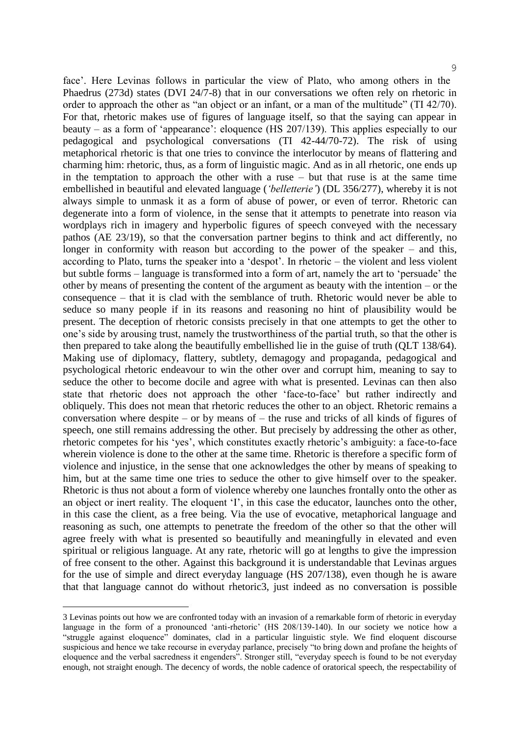face'. Here Levinas follows in particular the view of Plato, who among others in the Phaedrus (273d) states (DVI 24/7-8) that in our conversations we often rely on rhetoric in order to approach the other as "an object or an infant, or a man of the multitude" (TI 42/70). For that, rhetoric makes use of figures of language itself, so that the saying can appear in beauty – as a form of 'appearance': eloquence (HS 207/139). This applies especially to our pedagogical and psychological conversations (TI 42-44/70-72). The risk of using metaphorical rhetoric is that one tries to convince the interlocutor by means of flattering and charming him: rhetoric, thus, as a form of linguistic magic. And as in all rhetoric, one ends up in the temptation to approach the other with a ruse – but that ruse is at the same time embellished in beautiful and elevated language (*'belletterie'*) (DL 356/277), whereby it is not always simple to unmask it as a form of abuse of power, or even of terror. Rhetoric can degenerate into a form of violence, in the sense that it attempts to penetrate into reason via wordplays rich in imagery and hyperbolic figures of speech conveyed with the necessary pathos (AE 23/19), so that the conversation partner begins to think and act differently, no longer in conformity with reason but according to the power of the speaker – and this, according to Plato, turns the speaker into a 'despot'. In rhetoric – the violent and less violent but subtle forms – language is transformed into a form of art, namely the art to 'persuade' the other by means of presenting the content of the argument as beauty with the intention – or the consequence – that it is clad with the semblance of truth. Rhetoric would never be able to seduce so many people if in its reasons and reasoning no hint of plausibility would be present. The deception of rhetoric consists precisely in that one attempts to get the other to one's side by arousing trust, namely the trustworthiness of the partial truth, so that the other is then prepared to take along the beautifully embellished lie in the guise of truth (QLT 138/64). Making use of diplomacy, flattery, subtlety, demagogy and propaganda, pedagogical and psychological rhetoric endeavour to win the other over and corrupt him, meaning to say to seduce the other to become docile and agree with what is presented. Levinas can then also state that rhetoric does not approach the other 'face-to-face' but rather indirectly and obliquely. This does not mean that rhetoric reduces the other to an object. Rhetoric remains a conversation where despite – or by means of – the ruse and tricks of all kinds of figures of speech, one still remains addressing the other. But precisely by addressing the other as other, rhetoric competes for his 'yes', which constitutes exactly rhetoric's ambiguity: a face-to-face wherein violence is done to the other at the same time. Rhetoric is therefore a specific form of violence and injustice, in the sense that one acknowledges the other by means of speaking to him, but at the same time one tries to seduce the other to give himself over to the speaker. Rhetoric is thus not about a form of violence whereby one launches frontally onto the other as an object or inert reality. The eloquent 'I', in this case the educator, launches onto the other, in this case the client, as a free being. Via the use of evocative, metaphorical language and reasoning as such, one attempts to penetrate the freedom of the other so that the other will agree freely with what is presented so beautifully and meaningfully in elevated and even spiritual or religious language. At any rate, rhetoric will go at lengths to give the impression of free consent to the other. Against this background it is understandable that Levinas argues for the use of simple and direct everyday language (HS 207/138), even though he is aware that that language cannot do without rhetoric[3], just indeed as no conversation is possible

---

3 Levinas points out how we are confronted today with an invasion of a remarkable form of rhetoric in everyday language in the form of a pronounced 'anti-rhetoric' (HS 208/139-140). In our society we notice how a "struggle against eloquence" dominates, clad in a particular linguistic style. We find eloquent discourse suspicious and hence we take recourse in everyday parlance, precisely "to bring down and profane the heights of eloquence and the verbal sacredness it engenders". Stronger still, "everyday speech is found to be not everyday enough, not straight enough. The decency of words, the noble cadence of oratorical speech, the respectability of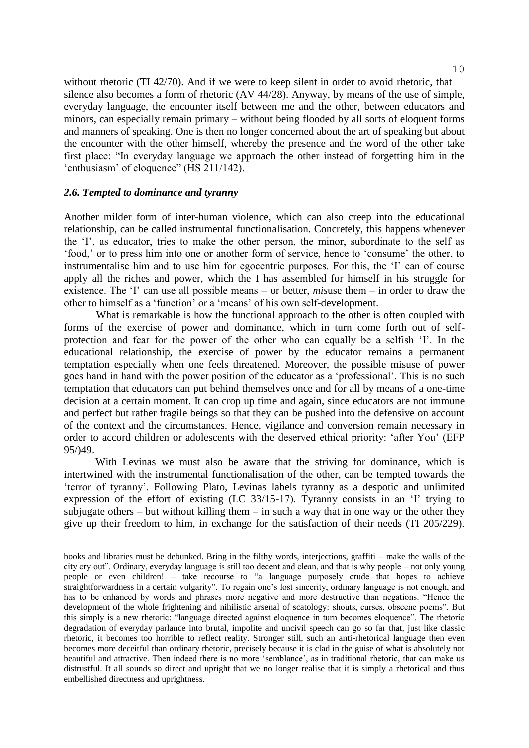without rhetoric (TI 42/70). And if we were to keep silent in order to avoid rhetoric, that silence also becomes a form of rhetoric (AV 44/28). Anyway, by means of the use of simple, everyday language, the encounter itself between me and the other, between educators and minors, can especially remain primary – without being flooded by all sorts of eloquent forms and manners of speaking. One is then no longer concerned about the art of speaking but about the encounter with the other himself, whereby the presence and the word of the other take first place: "In everyday language we approach the other instead of forgetting him in the 'enthusiasm' of eloquence" (HS 211/142).

### *2.6. Tempted to dominance and tyranny*

Another milder form of inter-human violence, which can also creep into the educational relationship, can be called instrumental functionalisation. Concretely, this happens whenever the 'I', as educator, tries to make the other person, the minor, subordinate to the self as 'food,' or to press him into one or another form of service, hence to 'consume' the other, to instrumentalise him and to use him for egocentric purposes. For this, the 'I' can of course apply all the riches and power, which the I has assembled for himself in his struggle for existence. The 'I' can use all possible means – or better, *mis*use them – in order to draw the other to himself as a 'function' or a 'means' of his own self-development.

What is remarkable is how the functional approach to the other is often coupled with forms of the exercise of power and dominance, which in turn come forth out of self-protection and fear for the power of the other who can equally be a selfish 'I'. In the educational relationship, the exercise of power by the educator remains a permanent temptation especially when one feels threatened. Moreover, the possible misuse of power goes hand in hand with the power position of the educator as a 'professional'. This is no such temptation that educators can put behind themselves once and for all by means of a one-time decision at a certain moment. It can crop up time and again, since educators are not immune and perfect but rather fragile beings so that they can be pushed into the defensive on account of the context and the circumstances. Hence, vigilance and conversion remain necessary in order to accord children or adolescents with the deserved ethical priority: 'after You' (EFP 95/)49.

With Levinas we must also be aware that the striving for dominance, which is intertwined with the instrumental functionalisation of the other, can be tempted towards the 'terror of tyranny'. Following Plato, Levinas labels tyranny as a despotic and unlimited expression of the effort of existing (LC 33/15-17). Tyranny consists in an 'I' trying to subjugate others – but without killing them – in such a way that in one way or the other they give up their freedom to him, in exchange for the satisfaction of their needs (TI 205/229).

---

books and libraries must be debunked. Bring in the filthy words, interjections, graffiti – make the walls of the city cry out". Ordinary, everyday language is still too decent and clean, and that is why people – not only young people or even children! – take recourse to "a language purposely crude that hopes to achieve straightforwardness in a certain vulgarity". To regain one's lost sincerity, ordinary language is not enough, and has to be enhanced by words and phrases more negative and more destructive than negations. "Hence the development of the whole frightening and nihilistic arsenal of scatology: shouts, curses, obscene poems". But this simply is a new rhetoric: "language directed against eloquence in turn becomes eloquence". The rhetoric degradation of everyday parlance into brutal, impolite and uncivil speech can go so far that, just like classic rhetoric, it becomes too horrible to reflect reality. Stronger still, such an anti-rhetorical language then even becomes more deceitful than ordinary rhetoric, precisely because it is clad in the guise of what is absolutely not beautiful and attractive. Then indeed there is no more 'semblance', as in traditional rhetoric, that can make us distrustful. It all sounds so direct and upright that we no longer realise that it is simply a rhetorical and thus embellished directness and uprightness.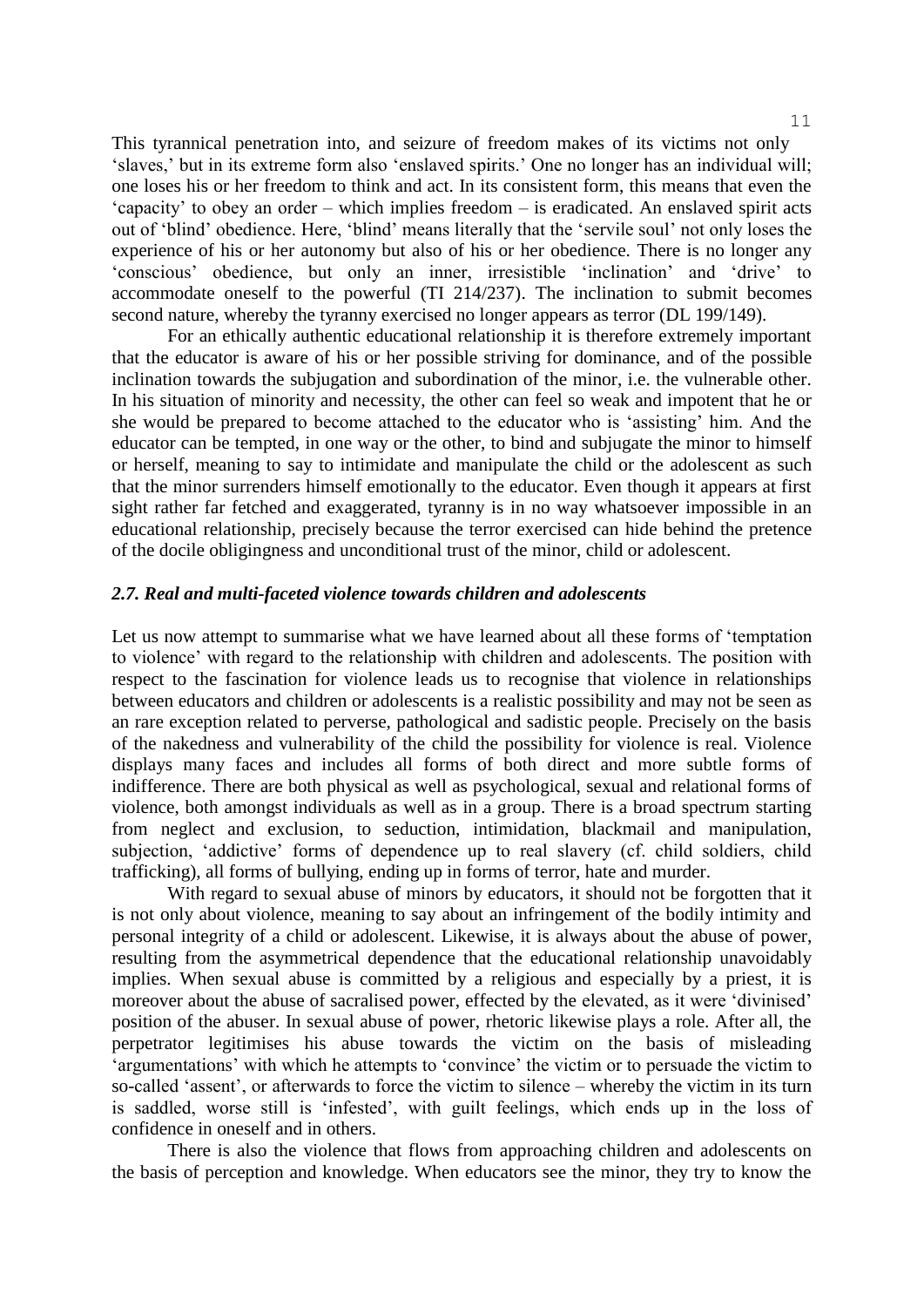This tyrannical penetration into, and seizure of freedom makes of its victims not only 'slaves,' but in its extreme form also 'enslaved spirits.' One no longer has an individual will; one loses his or her freedom to think and act. In its consistent form, this means that even the 'capacity' to obey an order – which implies freedom – is eradicated. An enslaved spirit acts out of 'blind' obedience. Here, 'blind' means literally that the 'servile soul' not only loses the experience of his or her autonomy but also of his or her obedience. There is no longer any 'conscious' obedience, but only an inner, irresistible 'inclination' and 'drive' to accommodate oneself to the powerful (TI 214/237). The inclination to submit becomes second nature, whereby the tyranny exercised no longer appears as terror (DL 199/149).

For an ethically authentic educational relationship it is therefore extremely important that the educator is aware of his or her possible striving for dominance, and of the possible inclination towards the subjugation and subordination of the minor, i.e. the vulnerable other. In his situation of minority and necessity, the other can feel so weak and impotent that he or she would be prepared to become attached to the educator who is 'assisting' him. And the educator can be tempted, in one way or the other, to bind and subjugate the minor to himself or herself, meaning to say to intimidate and manipulate the child or the adolescent as such that the minor surrenders himself emotionally to the educator. Even though it appears at first sight rather far fetched and exaggerated, tyranny is in no way whatsoever impossible in an educational relationship, precisely because the terror exercised can hide behind the pretence of the docile obligingness and unconditional trust of the minor, child or adolescent.

### *2.7. Real and multi-faceted violence towards children and adolescents*

Let us now attempt to summarise what we have learned about all these forms of 'temptation to violence' with regard to the relationship with children and adolescents. The position with respect to the fascination for violence leads us to recognise that violence in relationships between educators and children or adolescents is a realistic possibility and may not be seen as an rare exception related to perverse, pathological and sadistic people. Precisely on the basis of the nakedness and vulnerability of the child the possibility for violence is real. Violence displays many faces and includes all forms of both direct and more subtle forms of indifference. There are both physical as well as psychological, sexual and relational forms of violence, both amongst individuals as well as in a group. There is a broad spectrum starting from neglect and exclusion, to seduction, intimidation, blackmail and manipulation, subjection, 'addictive' forms of dependence up to real slavery (cf. child soldiers, child trafficking), all forms of bullying, ending up in forms of terror, hate and murder.

With regard to sexual abuse of minors by educators, it should not be forgotten that it is not only about violence, meaning to say about an infringement of the bodily intimity and personal integrity of a child or adolescent. Likewise, it is always about the abuse of power, resulting from the asymmetrical dependence that the educational relationship unavoidably implies. When sexual abuse is committed by a religious and especially by a priest, it is moreover about the abuse of sacralised power, effected by the elevated, as it were 'divinised' position of the abuser. In sexual abuse of power, rhetoric likewise plays a role. After all, the perpetrator legitimises his abuse towards the victim on the basis of misleading 'argumentations' with which he attempts to 'convince' the victim or to persuade the victim to so-called 'assent', or afterwards to force the victim to silence – whereby the victim in its turn is saddled, worse still is 'infested', with guilt feelings, which ends up in the loss of confidence in oneself and in others.

There is also the violence that flows from approaching children and adolescents on the basis of perception and knowledge. When educators see the minor, they try to know the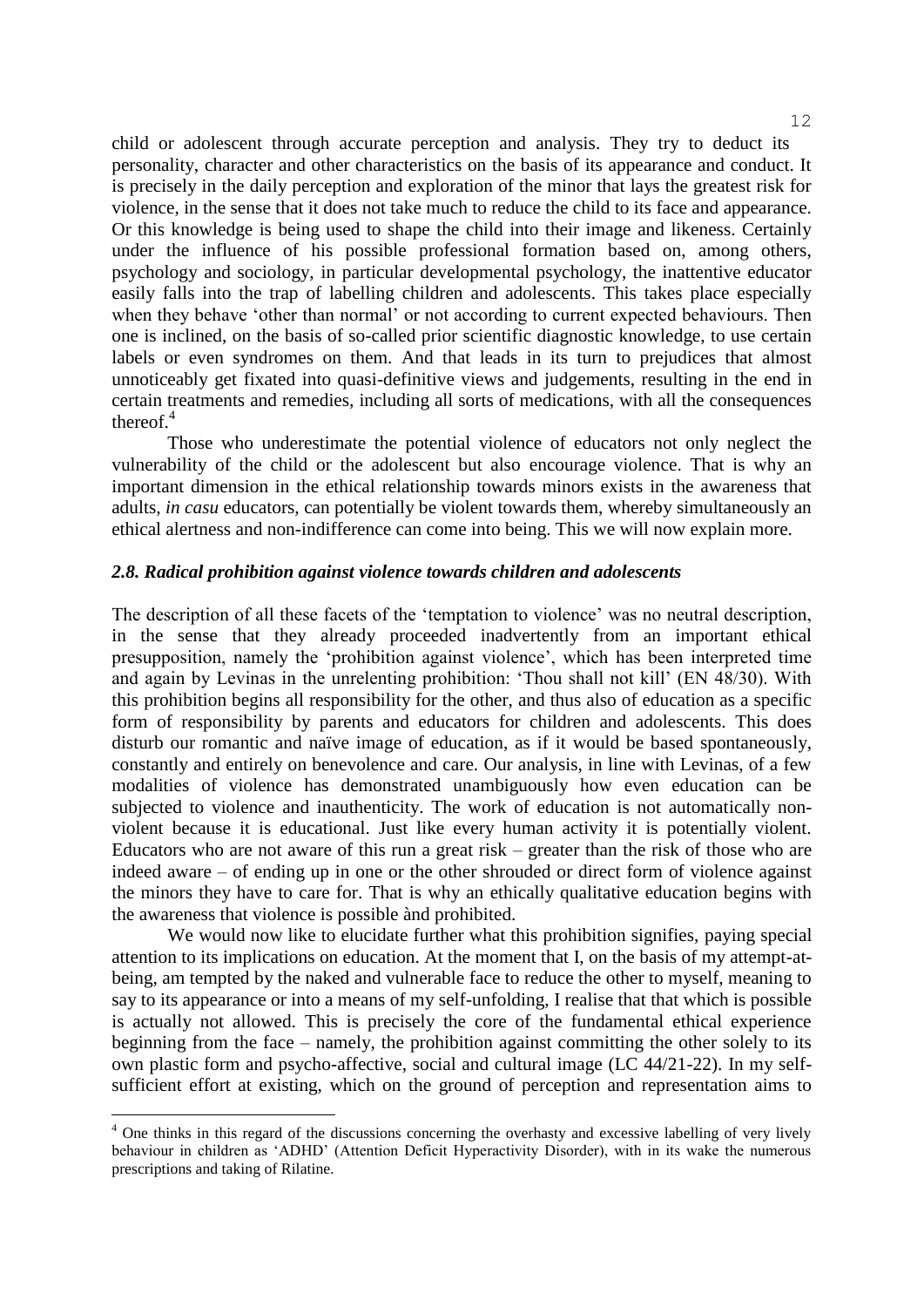child or adolescent through accurate perception and analysis. They try to deduct its personality, character and other characteristics on the basis of its appearance and conduct. It is precisely in the daily perception and exploration of the minor that lays the greatest risk for violence, in the sense that it does not take much to reduce the child to its face and appearance. Or this knowledge is being used to shape the child into their image and likeness. Certainly under the influence of his possible professional formation based on, among others, psychology and sociology, in particular developmental psychology, the inattentive educator easily falls into the trap of labelling children and adolescents. This takes place especially when they behave 'other than normal' or not according to current expected behaviours. Then one is inclined, on the basis of so-called prior scientific diagnostic knowledge, to use certain labels or even syndromes on them. And that leads in its turn to prejudices that almost unnoticeably get fixated into quasi-definitive views and judgements, resulting in the end in certain treatments and remedies, including all sorts of medications, with all the consequences thereof.[4]

Those who underestimate the potential violence of educators not only neglect the vulnerability of the child or the adolescent but also encourage violence. That is why an important dimension in the ethical relationship towards minors exists in the awareness that adults, *in casu* educators, can potentially be violent towards them, whereby simultaneously an ethical alertness and non-indifference can come into being. This we will now explain more.

### *2.8. Radical prohibition against violence towards children and adolescents*

The description of all these facets of the 'temptation to violence' was no neutral description, in the sense that they already proceeded inadvertently from an important ethical presupposition, namely the 'prohibition against violence', which has been interpreted time and again by Levinas in the unrelenting prohibition: 'Thou shall not kill' (EN 48/30). With this prohibition begins all responsibility for the other, and thus also of education as a specific form of responsibility by parents and educators for children and adolescents. This does disturb our romantic and naïve image of education, as if it would be based spontaneously, constantly and entirely on benevolence and care. Our analysis, in line with Levinas, of a few modalities of violence has demonstrated unambiguously how even education can be subjected to violence and inauthenticity. The work of education is not automatically non-violent because it is educational. Just like every human activity it is potentially violent. Educators who are not aware of this run a great risk – greater than the risk of those who are indeed aware – of ending up in one or the other shrouded or direct form of violence against the minors they have to care for. That is why an ethically qualitative education begins with the awareness that violence is possible ànd prohibited.

We would now like to elucidate further what this prohibition signifies, paying special attention to its implications on education. At the moment that I, on the basis of my attempt-at-being, am tempted by the naked and vulnerable face to reduce the other to myself, meaning to say to its appearance or into a means of my self-unfolding, I realise that that which is possible is actually not allowed. This is precisely the core of the fundamental ethical experience beginning from the face – namely, the prohibition against committing the other solely to its own plastic form and psycho-affective, social and cultural image (LC 44/21-22). In my self-sufficient effort at existing, which on the ground of perception and representation aims to

---

[4] One thinks in this regard of the discussions concerning the overhasty and excessive labelling of very lively behaviour in children as 'ADHD' (Attention Deficit Hyperactivity Disorder), with in its wake the numerous prescriptions and taking of Rilatine.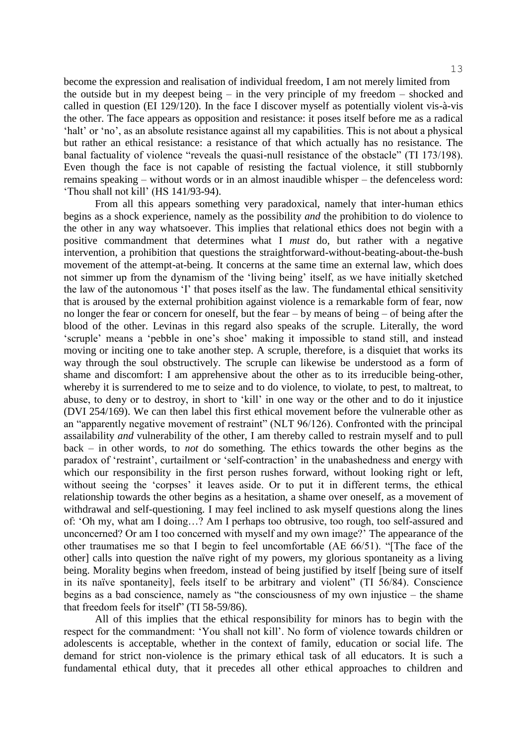become the expression and realisation of individual freedom, I am not merely limited from the outside but in my deepest being – in the very principle of my freedom – shocked and called in question (EI 129/120). In the face I discover myself as potentially violent vis-à-vis the other. The face appears as opposition and resistance: it poses itself before me as a radical 'halt' or 'no', as an absolute resistance against all my capabilities. This is not about a physical but rather an ethical resistance: a resistance of that which actually has no resistance. The banal factuality of violence "reveals the quasi-null resistance of the obstacle" (TI 173/198). Even though the face is not capable of resisting the factual violence, it still stubbornly remains speaking – without words or in an almost inaudible whisper – the defenceless word: 'Thou shall not kill' (HS 141/93-94).

From all this appears something very paradoxical, namely that inter-human ethics begins as a shock experience, namely as the possibility *and* the prohibition to do violence to the other in any way whatsoever. This implies that relational ethics does not begin with a positive commandment that determines what I *must* do, but rather with a negative intervention, a prohibition that questions the straightforward-without-beating-about-the-bush movement of the attempt-at-being. It concerns at the same time an external law, which does not simmer up from the dynamism of the 'living being' itself, as we have initially sketched the law of the autonomous 'I' that poses itself as the law. The fundamental ethical sensitivity that is aroused by the external prohibition against violence is a remarkable form of fear, now no longer the fear or concern for oneself, but the fear – by means of being – of being after the blood of the other. Levinas in this regard also speaks of the scruple. Literally, the word 'scruple' means a 'pebble in one's shoe' making it impossible to stand still, and instead moving or inciting one to take another step. A scruple, therefore, is a disquiet that works its way through the soul obstructively. The scruple can likewise be understood as a form of shame and discomfort: I am apprehensive about the other as to its irreducible being-other, whereby it is surrendered to me to seize and to do violence, to violate, to pest, to maltreat, to abuse, to deny or to destroy, in short to 'kill' in one way or the other and to do it injustice (DVI 254/169). We can then label this first ethical movement before the vulnerable other as an "apparently negative movement of restraint" (NLT 96/126). Confronted with the principal assailability *and* vulnerability of the other, I am thereby called to restrain myself and to pull back – in other words, to *not* do something. The ethics towards the other begins as the paradox of 'restraint', curtailment or 'self-contraction' in the unabashedness and energy with which our responsibility in the first person rushes forward, without looking right or left, without seeing the 'corpses' it leaves aside. Or to put it in different terms, the ethical relationship towards the other begins as a hesitation, a shame over oneself, as a movement of withdrawal and self-questioning. I may feel inclined to ask myself questions along the lines of: 'Oh my, what am I doing…? Am I perhaps too obtrusive, too rough, too self-assured and unconcerned? Or am I too concerned with myself and my own image?' The appearance of the other traumatises me so that I begin to feel uncomfortable (AE 66/51). "[The face of the other] calls into question the naïve right of my powers, my glorious spontaneity as a living being. Morality begins when freedom, instead of being justified by itself [being sure of itself in its naïve spontaneity], feels itself to be arbitrary and violent" (TI 56/84). Conscience begins as a bad conscience, namely as "the consciousness of my own injustice – the shame that freedom feels for itself" (TI 58-59/86).

All of this implies that the ethical responsibility for minors has to begin with the respect for the commandment: 'You shall not kill'. No form of violence towards children or adolescents is acceptable, whether in the context of family, education or social life. The demand for strict non-violence is the primary ethical task of all educators. It is such a fundamental ethical duty, that it precedes all other ethical approaches to children and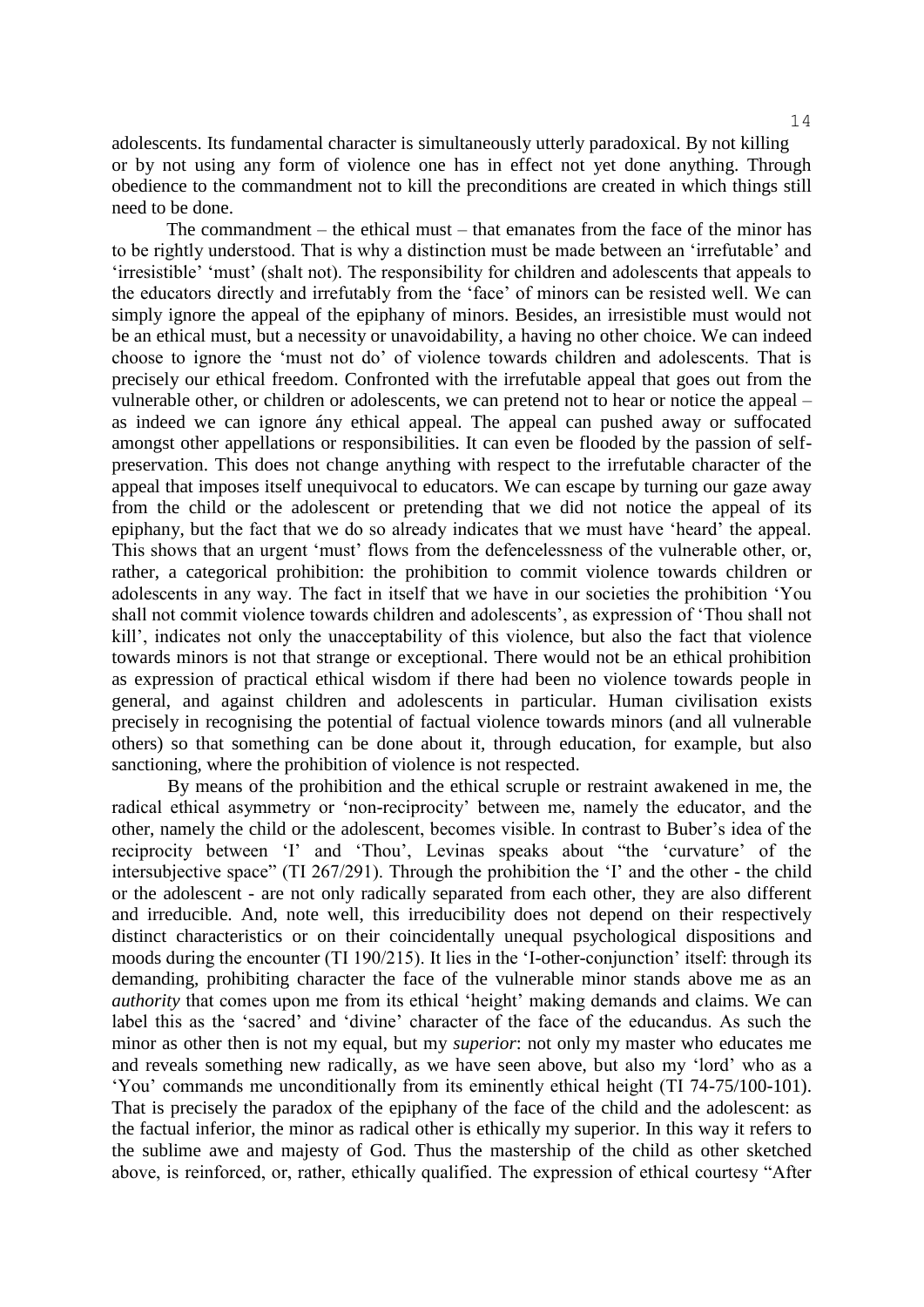adolescents. Its fundamental character is simultaneously utterly paradoxical. By not killing or by not using any form of violence one has in effect not yet done anything. Through obedience to the commandment not to kill the preconditions are created in which things still need to be done.

The commandment – the ethical must – that emanates from the face of the minor has to be rightly understood. That is why a distinction must be made between an 'irrefutable' and 'irresistible' 'must' (shalt not). The responsibility for children and adolescents that appeals to the educators directly and irrefutably from the 'face' of minors can be resisted well. We can simply ignore the appeal of the epiphany of minors. Besides, an irresistible must would not be an ethical must, but a necessity or unavoidability, a having no other choice. We can indeed choose to ignore the 'must not do' of violence towards children and adolescents. That is precisely our ethical freedom. Confronted with the irrefutable appeal that goes out from the vulnerable other, or children or adolescents, we can pretend not to hear or notice the appeal – as indeed we can ignore ány ethical appeal. The appeal can pushed away or suffocated amongst other appellations or responsibilities. It can even be flooded by the passion of self-preservation. This does not change anything with respect to the irrefutable character of the appeal that imposes itself unequivocal to educators. We can escape by turning our gaze away from the child or the adolescent or pretending that we did not notice the appeal of its epiphany, but the fact that we do so already indicates that we must have 'heard' the appeal. This shows that an urgent 'must' flows from the defencelessness of the vulnerable other, or, rather, a categorical prohibition: the prohibition to commit violence towards children or adolescents in any way. The fact in itself that we have in our societies the prohibition 'You shall not commit violence towards children and adolescents', as expression of 'Thou shall not kill', indicates not only the unacceptability of this violence, but also the fact that violence towards minors is not that strange or exceptional. There would not be an ethical prohibition as expression of practical ethical wisdom if there had been no violence towards people in general, and against children and adolescents in particular. Human civilisation exists precisely in recognising the potential of factual violence towards minors (and all vulnerable others) so that something can be done about it, through education, for example, but also sanctioning, where the prohibition of violence is not respected.

By means of the prohibition and the ethical scruple or restraint awakened in me, the radical ethical asymmetry or 'non-reciprocity' between me, namely the educator, and the other, namely the child or the adolescent, becomes visible. In contrast to Buber's idea of the reciprocity between 'I' and 'Thou', Levinas speaks about "the 'curvature' of the intersubjective space" (TI 267/291). Through the prohibition the 'I' and the other - the child or the adolescent - are not only radically separated from each other, they are also different and irreducible. And, note well, this irreducibility does not depend on their respectively distinct characteristics or on their coincidentally unequal psychological dispositions and moods during the encounter (TI 190/215). It lies in the 'I-other-conjunction' itself: through its demanding, prohibiting character the face of the vulnerable minor stands above me as an *authority* that comes upon me from its ethical 'height' making demands and claims. We can label this as the 'sacred' and 'divine' character of the face of the educandus. As such the minor as other then is not my equal, but my *superior*: not only my master who educates me and reveals something new radically, as we have seen above, but also my 'lord' who as a 'You' commands me unconditionally from its eminently ethical height (TI 74-75/100-101). That is precisely the paradox of the epiphany of the face of the child and the adolescent: as the factual inferior, the minor as radical other is ethically my superior. In this way it refers to the sublime awe and majesty of God. Thus the mastership of the child as other sketched above, is reinforced, or, rather, ethically qualified. The expression of ethical courtesy "After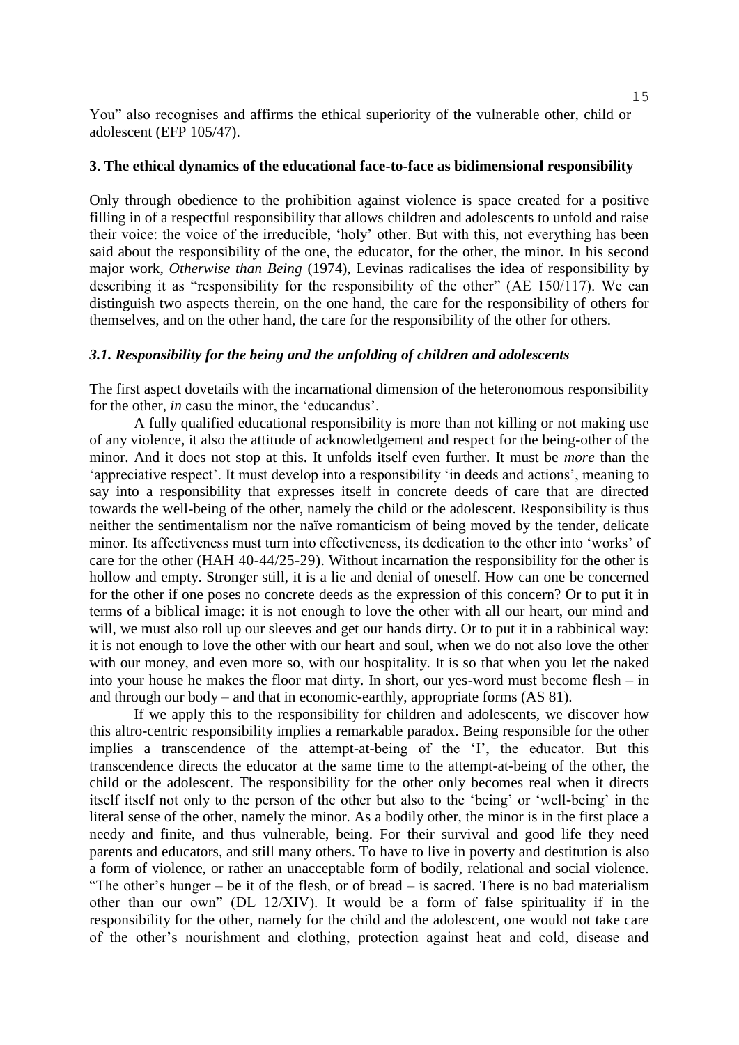You" also recognises and affirms the ethical superiority of the vulnerable other, child or adolescent (EFP 105/47).

## 3. The ethical dynamics of the educational face-to-face as bidimensional responsibility

Only through obedience to the prohibition against violence is space created for a positive filling in of a respectful responsibility that allows children and adolescents to unfold and raise their voice: the voice of the irreducible, 'holy' other. But with this, not everything has been said about the responsibility of the one, the educator, for the other, the minor. In his second major work, *Otherwise than Being* (1974), Levinas radicalises the idea of responsibility by describing it as "responsibility for the responsibility of the other" (AE 150/117). We can distinguish two aspects therein, on the one hand, the care for the responsibility of others for themselves, and on the other hand, the care for the responsibility of the other for others.

### *3.1. Responsibility for the being and the unfolding of children and adolescents*

The first aspect dovetails with the incarnational dimension of the heteronomous responsibility for the other, *in* casu the minor, the 'educandus'.

A fully qualified educational responsibility is more than not killing or not making use of any violence, it also the attitude of acknowledgement and respect for the being-other of the minor. And it does not stop at this. It unfolds itself even further. It must be *more* than the 'appreciative respect'. It must develop into a responsibility 'in deeds and actions', meaning to say into a responsibility that expresses itself in concrete deeds of care that are directed towards the well-being of the other, namely the child or the adolescent. Responsibility is thus neither the sentimentalism nor the naïve romanticism of being moved by the tender, delicate minor. Its affectiveness must turn into effectiveness, its dedication to the other into 'works' of care for the other (HAH 40-44/25-29). Without incarnation the responsibility for the other is hollow and empty. Stronger still, it is a lie and denial of oneself. How can one be concerned for the other if one poses no concrete deeds as the expression of this concern? Or to put it in terms of a biblical image: it is not enough to love the other with all our heart, our mind and will, we must also roll up our sleeves and get our hands dirty. Or to put it in a rabbinical way: it is not enough to love the other with our heart and soul, when we do not also love the other with our money, and even more so, with our hospitality. It is so that when you let the naked into your house he makes the floor mat dirty. In short, our yes-word must become flesh – in and through our body – and that in economic-earthly, appropriate forms (AS 81).

If we apply this to the responsibility for children and adolescents, we discover how this altro-centric responsibility implies a remarkable paradox. Being responsible for the other implies a transcendence of the attempt-at-being of the 'I', the educator. But this transcendence directs the educator at the same time to the attempt-at-being of the other, the child or the adolescent. The responsibility for the other only becomes real when it directs itself itself not only to the person of the other but also to the 'being' or 'well-being' in the literal sense of the other, namely the minor. As a bodily other, the minor is in the first place a needy and finite, and thus vulnerable, being. For their survival and good life they need parents and educators, and still many others. To have to live in poverty and destitution is also a form of violence, or rather an unacceptable form of bodily, relational and social violence. "The other's hunger – be it of the flesh, or of bread – is sacred. There is no bad materialism other than our own" (DL 12/XIV). It would be a form of false spirituality if in the responsibility for the other, namely for the child and the adolescent, one would not take care of the other's nourishment and clothing, protection against heat and cold, disease and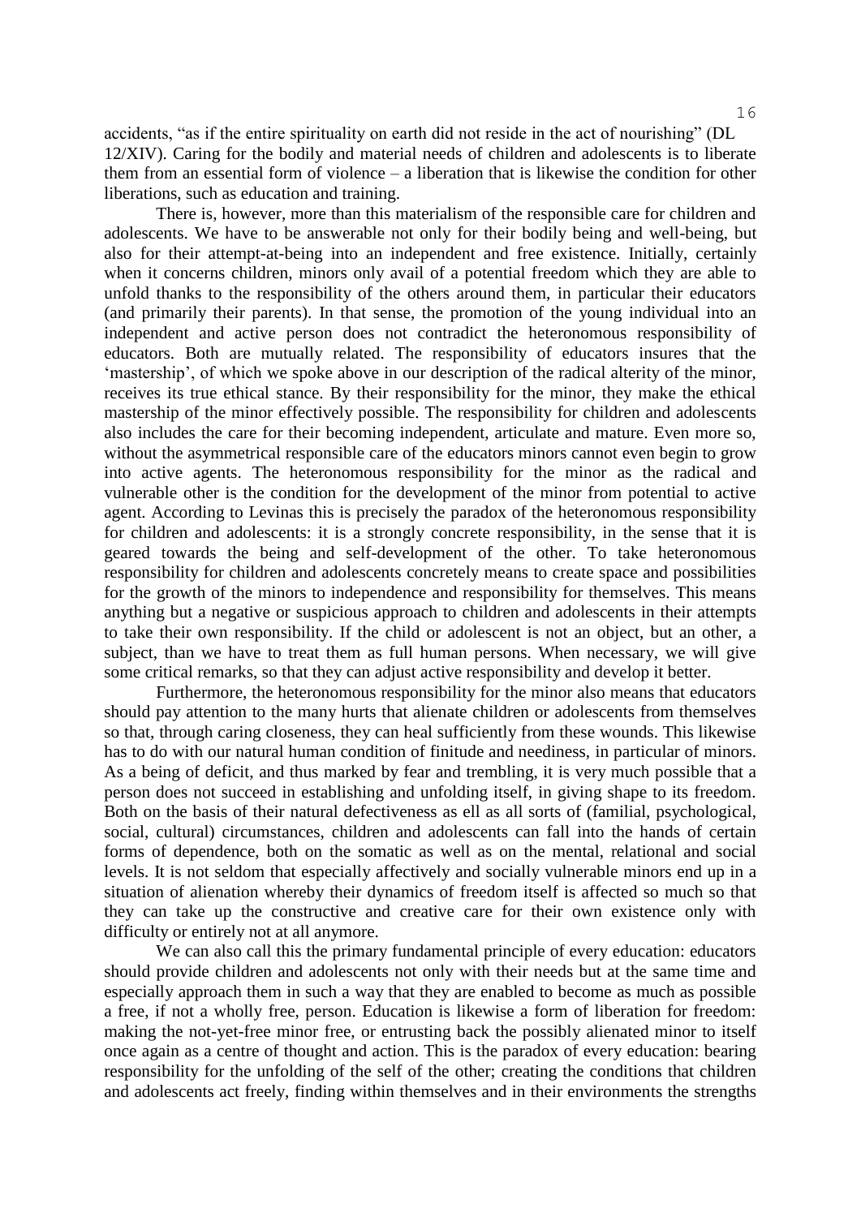accidents, "as if the entire spirituality on earth did not reside in the act of nourishing" (DL 12/XIV). Caring for the bodily and material needs of children and adolescents is to liberate them from an essential form of violence – a liberation that is likewise the condition for other liberations, such as education and training.

There is, however, more than this materialism of the responsible care for children and adolescents. We have to be answerable not only for their bodily being and well-being, but also for their attempt-at-being into an independent and free existence. Initially, certainly when it concerns children, minors only avail of a potential freedom which they are able to unfold thanks to the responsibility of the others around them, in particular their educators (and primarily their parents). In that sense, the promotion of the young individual into an independent and active person does not contradict the heteronomous responsibility of educators. Both are mutually related. The responsibility of educators insures that the 'mastership', of which we spoke above in our description of the radical alterity of the minor, receives its true ethical stance. By their responsibility for the minor, they make the ethical mastership of the minor effectively possible. The responsibility for children and adolescents also includes the care for their becoming independent, articulate and mature. Even more so, without the asymmetrical responsible care of the educators minors cannot even begin to grow into active agents. The heteronomous responsibility for the minor as the radical and vulnerable other is the condition for the development of the minor from potential to active agent. According to Levinas this is precisely the paradox of the heteronomous responsibility for children and adolescents: it is a strongly concrete responsibility, in the sense that it is geared towards the being and self-development of the other. To take heteronomous responsibility for children and adolescents concretely means to create space and possibilities for the growth of the minors to independence and responsibility for themselves. This means anything but a negative or suspicious approach to children and adolescents in their attempts to take their own responsibility. If the child or adolescent is not an object, but an other, a subject, than we have to treat them as full human persons. When necessary, we will give some critical remarks, so that they can adjust active responsibility and develop it better.

Furthermore, the heteronomous responsibility for the minor also means that educators should pay attention to the many hurts that alienate children or adolescents from themselves so that, through caring closeness, they can heal sufficiently from these wounds. This likewise has to do with our natural human condition of finitude and neediness, in particular of minors. As a being of deficit, and thus marked by fear and trembling, it is very much possible that a person does not succeed in establishing and unfolding itself, in giving shape to its freedom. Both on the basis of their natural defectiveness as ell as all sorts of (familial, psychological, social, cultural) circumstances, children and adolescents can fall into the hands of certain forms of dependence, both on the somatic as well as on the mental, relational and social levels. It is not seldom that especially affectively and socially vulnerable minors end up in a situation of alienation whereby their dynamics of freedom itself is affected so much so that they can take up the constructive and creative care for their own existence only with difficulty or entirely not at all anymore.

We can also call this the primary fundamental principle of every education: educators should provide children and adolescents not only with their needs but at the same time and especially approach them in such a way that they are enabled to become as much as possible a free, if not a wholly free, person. Education is likewise a form of liberation for freedom: making the not-yet-free minor free, or entrusting back the possibly alienated minor to itself once again as a centre of thought and action. This is the paradox of every education: bearing responsibility for the unfolding of the self of the other; creating the conditions that children and adolescents act freely, finding within themselves and in their environments the strengths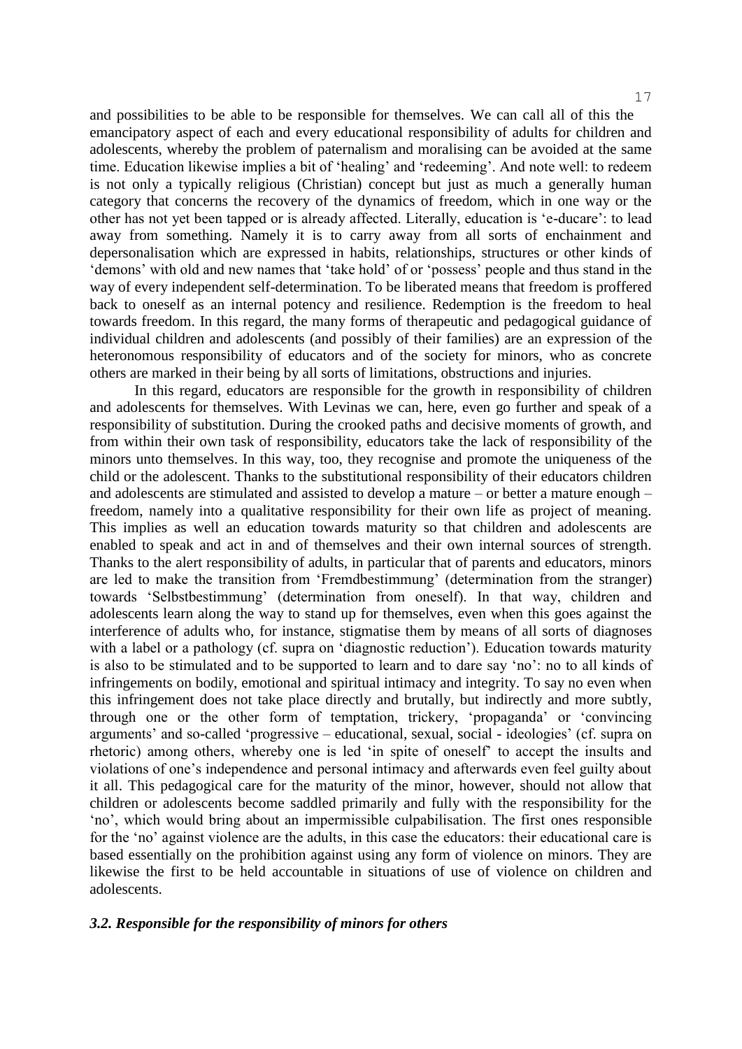and possibilities to be able to be responsible for themselves. We can call all of this the emancipatory aspect of each and every educational responsibility of adults for children and adolescents, whereby the problem of paternalism and moralising can be avoided at the same time. Education likewise implies a bit of 'healing' and 'redeeming'. And note well: to redeem is not only a typically religious (Christian) concept but just as much a generally human category that concerns the recovery of the dynamics of freedom, which in one way or the other has not yet been tapped or is already affected. Literally, education is 'e-ducare': to lead away from something. Namely it is to carry away from all sorts of enchainment and depersonalisation which are expressed in habits, relationships, structures or other kinds of 'demons' with old and new names that 'take hold' of or 'possess' people and thus stand in the way of every independent self-determination. To be liberated means that freedom is proffered back to oneself as an internal potency and resilience. Redemption is the freedom to heal towards freedom. In this regard, the many forms of therapeutic and pedagogical guidance of individual children and adolescents (and possibly of their families) are an expression of the heteronomous responsibility of educators and of the society for minors, who as concrete others are marked in their being by all sorts of limitations, obstructions and injuries.

In this regard, educators are responsible for the growth in responsibility of children and adolescents for themselves. With Levinas we can, here, even go further and speak of a responsibility of substitution. During the crooked paths and decisive moments of growth, and from within their own task of responsibility, educators take the lack of responsibility of the minors unto themselves. In this way, too, they recognise and promote the uniqueness of the child or the adolescent. Thanks to the substitutional responsibility of their educators children and adolescents are stimulated and assisted to develop a mature – or better a mature enough – freedom, namely into a qualitative responsibility for their own life as project of meaning. This implies as well an education towards maturity so that children and adolescents are enabled to speak and act in and of themselves and their own internal sources of strength. Thanks to the alert responsibility of adults, in particular that of parents and educators, minors are led to make the transition from 'Fremdbestimmung' (determination from the stranger) towards 'Selbstbestimmung' (determination from oneself). In that way, children and adolescents learn along the way to stand up for themselves, even when this goes against the interference of adults who, for instance, stigmatise them by means of all sorts of diagnoses with a label or a pathology (cf. supra on 'diagnostic reduction'). Education towards maturity is also to be stimulated and to be supported to learn and to dare say 'no': no to all kinds of infringements on bodily, emotional and spiritual intimacy and integrity. To say no even when this infringement does not take place directly and brutally, but indirectly and more subtly, through one or the other form of temptation, trickery, 'propaganda' or 'convincing arguments' and so-called 'progressive – educational, sexual, social - ideologies' (cf. supra on rhetoric) among others, whereby one is led 'in spite of oneself' to accept the insults and violations of one's independence and personal intimacy and afterwards even feel guilty about it all. This pedagogical care for the maturity of the minor, however, should not allow that children or adolescents become saddled primarily and fully with the responsibility for the 'no', which would bring about an impermissible culpabilisation. The first ones responsible for the 'no' against violence are the adults, in this case the educators: their educational care is based essentially on the prohibition against using any form of violence on minors. They are likewise the first to be held accountable in situations of use of violence on children and adolescents.

### *3.2. Responsible for the responsibility of minors for others*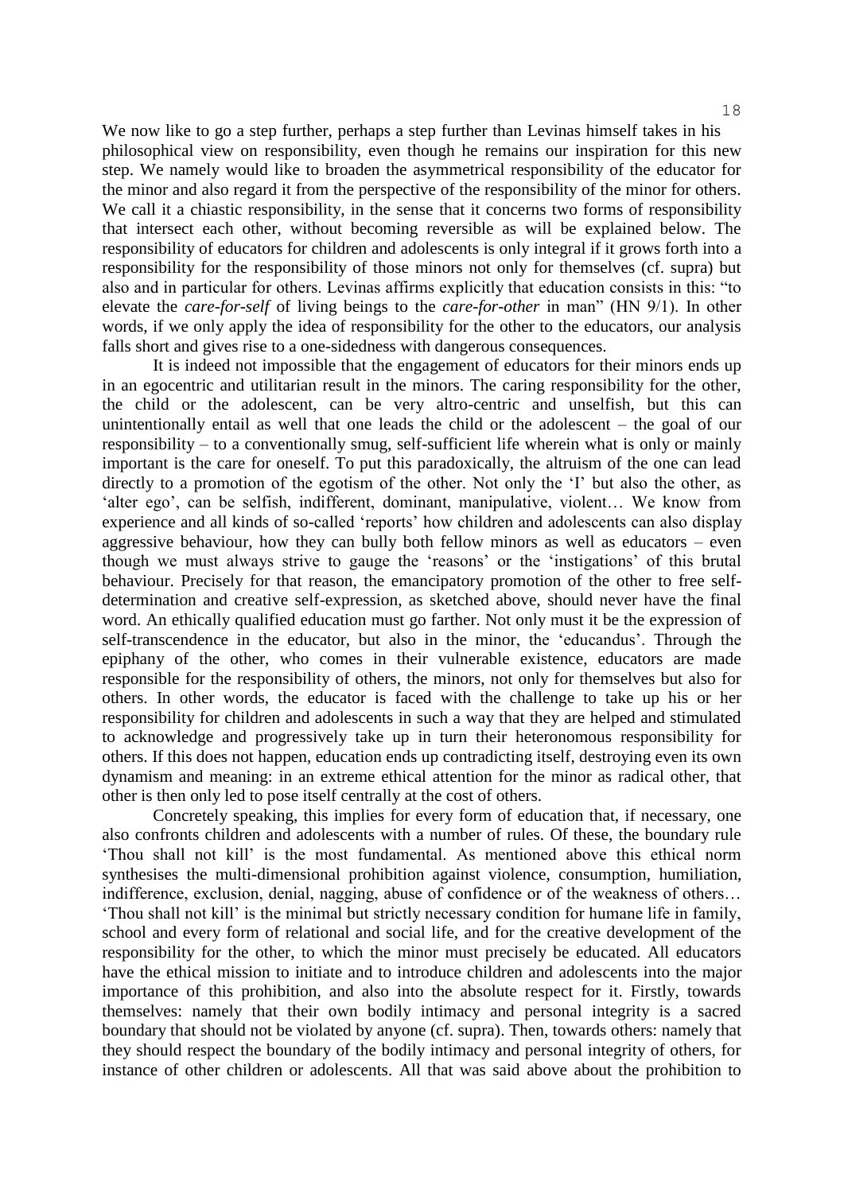We now like to go a step further, perhaps a step further than Levinas himself takes in his philosophical view on responsibility, even though he remains our inspiration for this new step. We namely would like to broaden the asymmetrical responsibility of the educator for the minor and also regard it from the perspective of the responsibility of the minor for others. We call it a chiastic responsibility, in the sense that it concerns two forms of responsibility that intersect each other, without becoming reversible as will be explained below. The responsibility of educators for children and adolescents is only integral if it grows forth into a responsibility for the responsibility of those minors not only for themselves (cf. supra) but also and in particular for others. Levinas affirms explicitly that education consists in this: "to elevate the *care-for-self* of living beings to the *care-for-other* in man" (HN 9/1). In other words, if we only apply the idea of responsibility for the other to the educators, our analysis falls short and gives rise to a one-sidedness with dangerous consequences.

It is indeed not impossible that the engagement of educators for their minors ends up in an egocentric and utilitarian result in the minors. The caring responsibility for the other, the child or the adolescent, can be very altro-centric and unselfish, but this can unintentionally entail as well that one leads the child or the adolescent – the goal of our responsibility – to a conventionally smug, self-sufficient life wherein what is only or mainly important is the care for oneself. To put this paradoxically, the altruism of the one can lead directly to a promotion of the egotism of the other. Not only the 'I' but also the other, as 'alter ego', can be selfish, indifferent, dominant, manipulative, violent… We know from experience and all kinds of so-called 'reports' how children and adolescents can also display aggressive behaviour, how they can bully both fellow minors as well as educators – even though we must always strive to gauge the 'reasons' or the 'instigations' of this brutal behaviour. Precisely for that reason, the emancipatory promotion of the other to free self-determination and creative self-expression, as sketched above, should never have the final word. An ethically qualified education must go farther. Not only must it be the expression of self-transcendence in the educator, but also in the minor, the 'educandus'. Through the epiphany of the other, who comes in their vulnerable existence, educators are made responsible for the responsibility of others, the minors, not only for themselves but also for others. In other words, the educator is faced with the challenge to take up his or her responsibility for children and adolescents in such a way that they are helped and stimulated to acknowledge and progressively take up in turn their heteronomous responsibility for others. If this does not happen, education ends up contradicting itself, destroying even its own dynamism and meaning: in an extreme ethical attention for the minor as radical other, that other is then only led to pose itself centrally at the cost of others.

Concretely speaking, this implies for every form of education that, if necessary, one also confronts children and adolescents with a number of rules. Of these, the boundary rule 'Thou shall not kill' is the most fundamental. As mentioned above this ethical norm synthesises the multi-dimensional prohibition against violence, consumption, humiliation, indifference, exclusion, denial, nagging, abuse of confidence or of the weakness of others… 'Thou shall not kill' is the minimal but strictly necessary condition for humane life in family, school and every form of relational and social life, and for the creative development of the responsibility for the other, to which the minor must precisely be educated. All educators have the ethical mission to initiate and to introduce children and adolescents into the major importance of this prohibition, and also into the absolute respect for it. Firstly, towards themselves: namely that their own bodily intimacy and personal integrity is a sacred boundary that should not be violated by anyone (cf. supra). Then, towards others: namely that they should respect the boundary of the bodily intimacy and personal integrity of others, for instance of other children or adolescents. All that was said above about the prohibition to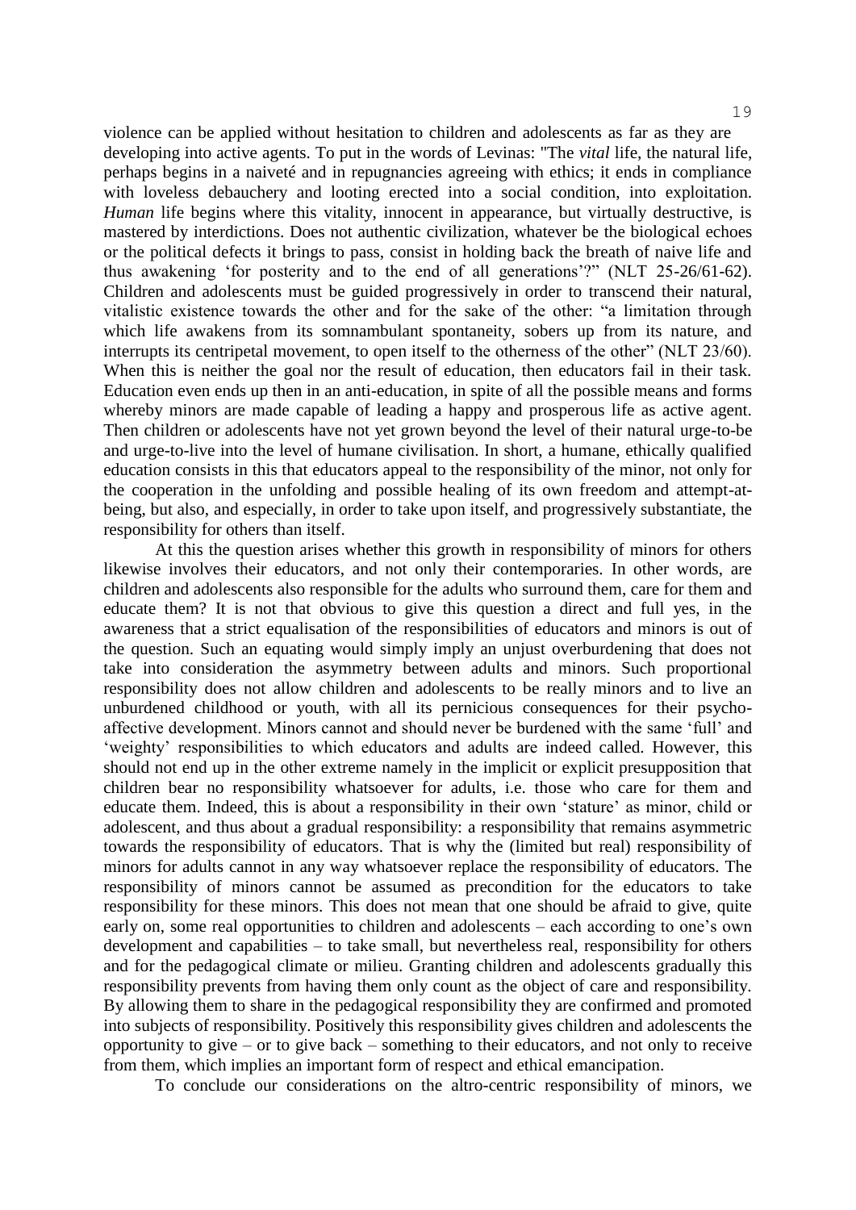violence can be applied without hesitation to children and adolescents as far as they are developing into active agents. To put in the words of Levinas: "The *vital* life, the natural life, perhaps begins in a naiveté and in repugnancies agreeing with ethics; it ends in compliance with loveless debauchery and looting erected into a social condition, into exploitation. *Human* life begins where this vitality, innocent in appearance, but virtually destructive, is mastered by interdictions. Does not authentic civilization, whatever be the biological echoes or the political defects it brings to pass, consist in holding back the breath of naive life and thus awakening 'for posterity and to the end of all generations'?" (NLT 25-26/61-62). Children and adolescents must be guided progressively in order to transcend their natural, vitalistic existence towards the other and for the sake of the other: "a limitation through which life awakens from its somnambulant spontaneity, sobers up from its nature, and interrupts its centripetal movement, to open itself to the otherness of the other" (NLT 23/60). When this is neither the goal nor the result of education, then educators fail in their task. Education even ends up then in an anti-education, in spite of all the possible means and forms whereby minors are made capable of leading a happy and prosperous life as active agent. Then children or adolescents have not yet grown beyond the level of their natural urge-to-be and urge-to-live into the level of humane civilisation. In short, a humane, ethically qualified education consists in this that educators appeal to the responsibility of the minor, not only for the cooperation in the unfolding and possible healing of its own freedom and attempt-at-being, but also, and especially, in order to take upon itself, and progressively substantiate, the responsibility for others than itself.

At this the question arises whether this growth in responsibility of minors for others likewise involves their educators, and not only their contemporaries. In other words, are children and adolescents also responsible for the adults who surround them, care for them and educate them? It is not that obvious to give this question a direct and full yes, in the awareness that a strict equalisation of the responsibilities of educators and minors is out of the question. Such an equating would simply imply an unjust overburdening that does not take into consideration the asymmetry between adults and minors. Such proportional responsibility does not allow children and adolescents to be really minors and to live an unburdened childhood or youth, with all its pernicious consequences for their psycho-affective development. Minors cannot and should never be burdened with the same 'full' and 'weighty' responsibilities to which educators and adults are indeed called. However, this should not end up in the other extreme namely in the implicit or explicit presupposition that children bear no responsibility whatsoever for adults, i.e. those who care for them and educate them. Indeed, this is about a responsibility in their own 'stature' as minor, child or adolescent, and thus about a gradual responsibility: a responsibility that remains asymmetric towards the responsibility of educators. That is why the (limited but real) responsibility of minors for adults cannot in any way whatsoever replace the responsibility of educators. The responsibility of minors cannot be assumed as precondition for the educators to take responsibility for these minors. This does not mean that one should be afraid to give, quite early on, some real opportunities to children and adolescents – each according to one's own development and capabilities – to take small, but nevertheless real, responsibility for others and for the pedagogical climate or milieu. Granting children and adolescents gradually this responsibility prevents from having them only count as the object of care and responsibility. By allowing them to share in the pedagogical responsibility they are confirmed and promoted into subjects of responsibility. Positively this responsibility gives children and adolescents the opportunity to give – or to give back – something to their educators, and not only to receive from them, which implies an important form of respect and ethical emancipation.

To conclude our considerations on the altro-centric responsibility of minors, we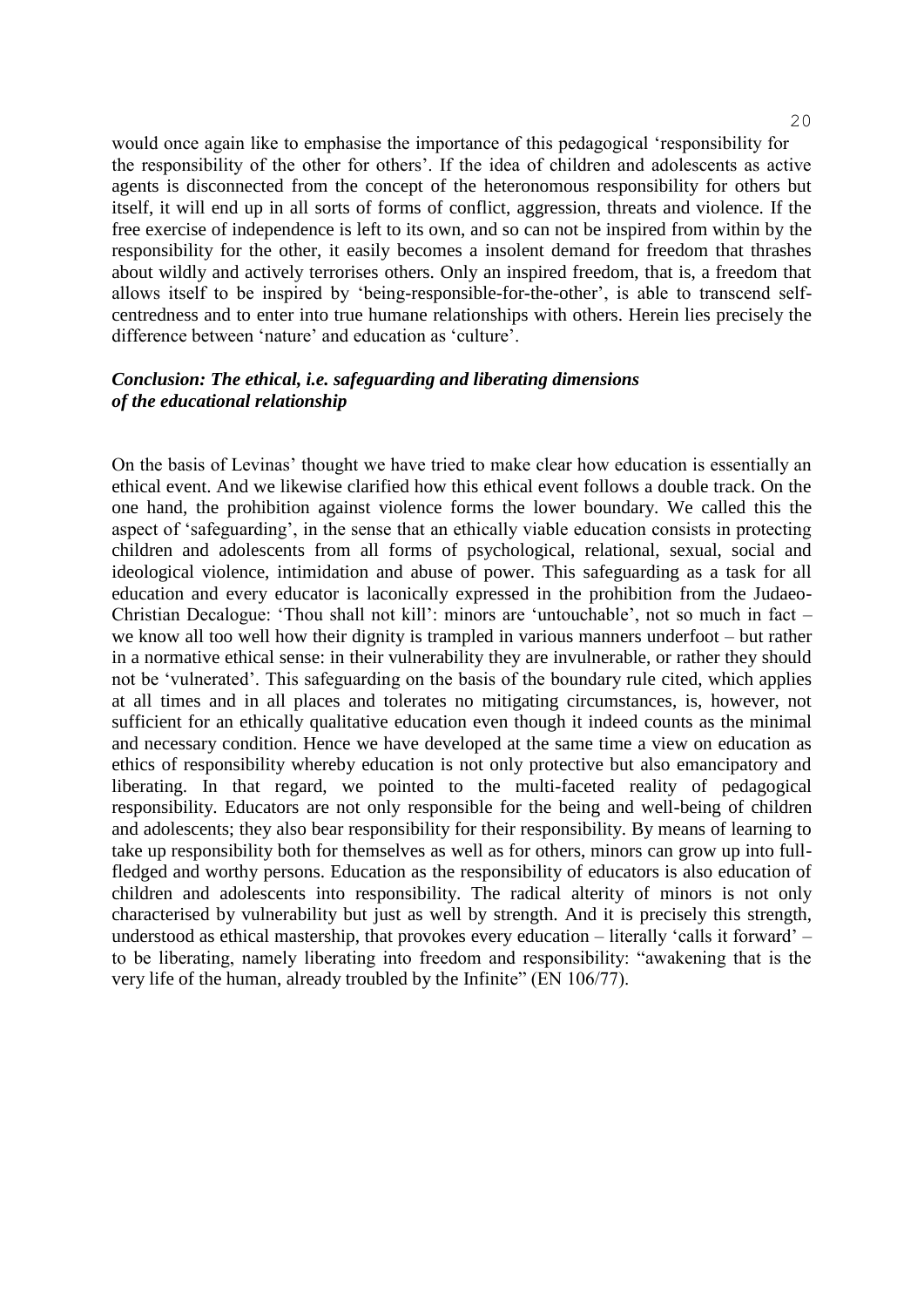would once again like to emphasise the importance of this pedagogical 'responsibility for the responsibility of the other for others'. If the idea of children and adolescents as active agents is disconnected from the concept of the heteronomous responsibility for others but itself, it will end up in all sorts of forms of conflict, aggression, threats and violence. If the free exercise of independence is left to its own, and so can not be inspired from within by the responsibility for the other, it easily becomes a insolent demand for freedom that thrashes about wildly and actively terrorises others. Only an inspired freedom, that is, a freedom that allows itself to be inspired by 'being-responsible-for-the-other', is able to transcend self-centredness and to enter into true humane relationships with others. Herein lies precisely the difference between 'nature' and education as 'culture'.

### *Conclusion: The ethical, i.e. safeguarding and liberating dimensions of the educational relationship*

On the basis of Levinas' thought we have tried to make clear how education is essentially an ethical event. And we likewise clarified how this ethical event follows a double track. On the one hand, the prohibition against violence forms the lower boundary. We called this the aspect of 'safeguarding', in the sense that an ethically viable education consists in protecting children and adolescents from all forms of psychological, relational, sexual, social and ideological violence, intimidation and abuse of power. This safeguarding as a task for all education and every educator is laconically expressed in the prohibition from the Judaeo-Christian Decalogue: 'Thou shall not kill': minors are 'untouchable', not so much in fact – we know all too well how their dignity is trampled in various manners underfoot – but rather in a normative ethical sense: in their vulnerability they are invulnerable, or rather they should not be 'vulnerated'. This safeguarding on the basis of the boundary rule cited, which applies at all times and in all places and tolerates no mitigating circumstances, is, however, not sufficient for an ethically qualitative education even though it indeed counts as the minimal and necessary condition. Hence we have developed at the same time a view on education as ethics of responsibility whereby education is not only protective but also emancipatory and liberating. In that regard, we pointed to the multi-faceted reality of pedagogical responsibility. Educators are not only responsible for the being and well-being of children and adolescents; they also bear responsibility for their responsibility. By means of learning to take up responsibility both for themselves as well as for others, minors can grow up into full-fledged and worthy persons. Education as the responsibility of educators is also education of children and adolescents into responsibility. The radical alterity of minors is not only characterised by vulnerability but just as well by strength. And it is precisely this strength, understood as ethical mastership, that provokes every education – literally 'calls it forward' – to be liberating, namely liberating into freedom and responsibility: "awakening that is the very life of the human, already troubled by the Infinite" (EN 106/77).